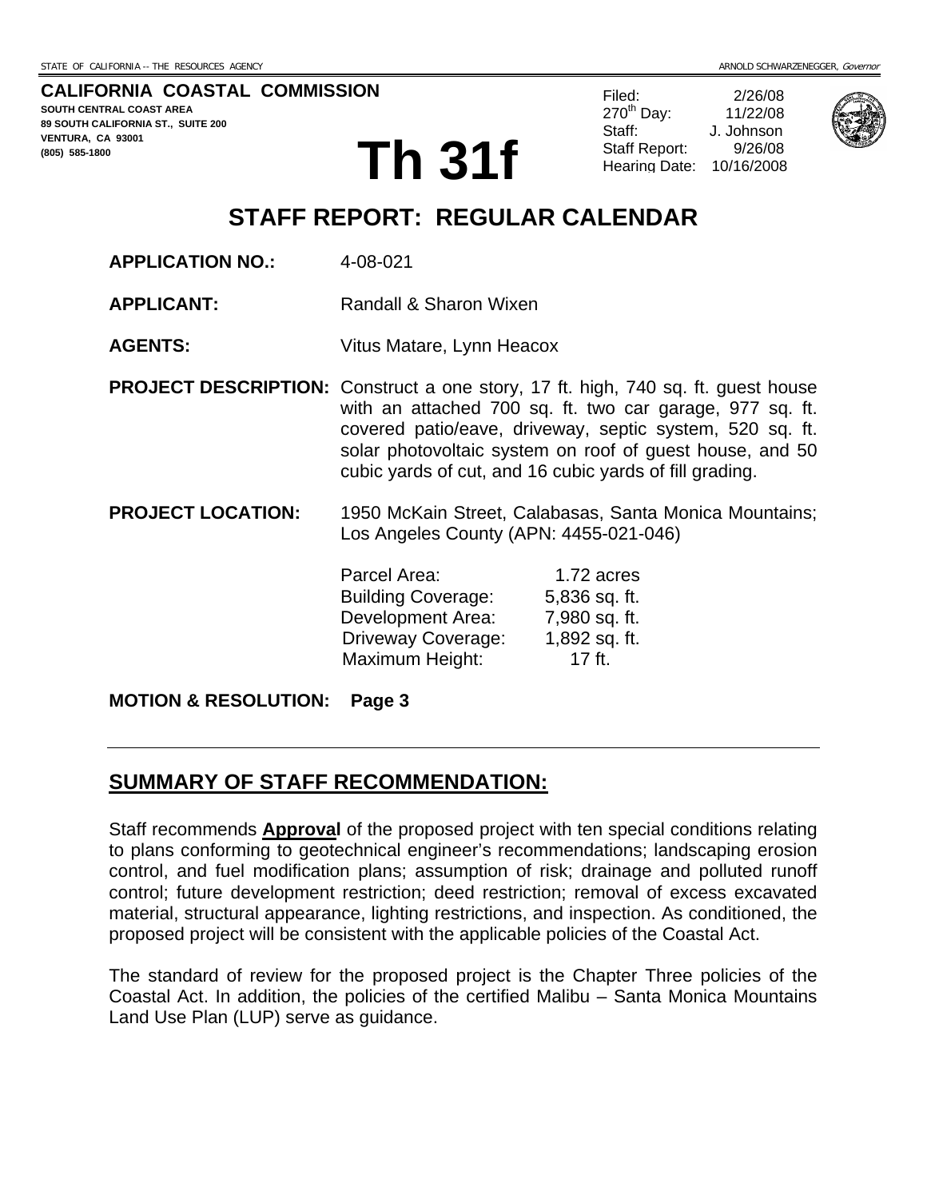STATE OF CALIFORNIA -- THE RESOURCES AGENCY — ARNOLD SCHWARZENEGGER, *Governor*

**CALIFORNIA COASTAL COMMISSION**
**SOUTH CENTRAL COAST AREA**
**89 SOUTH CALIFORNIA ST., SUITE 200**
**VENTURA, CA 93001**
**(805) 585-1800**

# Th 31f

| | |
|---|---|
| Filed: | 2/26/08 |
| 270th Day: | 11/22/08 |
| Staff: | J. Johnson |
| Staff Report: | 9/26/08 |
| Hearing Date: | 10/16/2008 |

## STAFF REPORT: REGULAR CALENDAR

**APPLICATION NO.:** 4-08-021

**APPLICANT:** Randall & Sharon Wixen

**AGENTS:** Vitus Matare, Lynn Heacox

**PROJECT DESCRIPTION:** Construct a one story, 17 ft. high, 740 sq. ft. guest house with an attached 700 sq. ft. two car garage, 977 sq. ft. covered patio/eave, driveway, septic system, 520 sq. ft. solar photovoltaic system on roof of guest house, and 50 cubic yards of cut, and 16 cubic yards of fill grading.

**PROJECT LOCATION:** 1950 McKain Street, Calabasas, Santa Monica Mountains; Los Angeles County (APN: 4455-021-046)

| | |
|---|---|
| Parcel Area: | 1.72 acres |
| Building Coverage: | 5,836 sq. ft. |
| Development Area: | 7,980 sq. ft. |
| Driveway Coverage: | 1,892 sq. ft. |
| Maximum Height: | 17 ft. |

**MOTION & RESOLUTION: Page 3**

---

## SUMMARY OF STAFF RECOMMENDATION:

Staff recommends **Approval** of the proposed project with ten special conditions relating to plans conforming to geotechnical engineer's recommendations; landscaping erosion control, and fuel modification plans; assumption of risk; drainage and polluted runoff control; future development restriction; deed restriction; removal of excess excavated material, structural appearance, lighting restrictions, and inspection. As conditioned, the proposed project will be consistent with the applicable policies of the Coastal Act.

The standard of review for the proposed project is the Chapter Three policies of the Coastal Act. In addition, the policies of the certified Malibu – Santa Monica Mountains Land Use Plan (LUP) serve as guidance.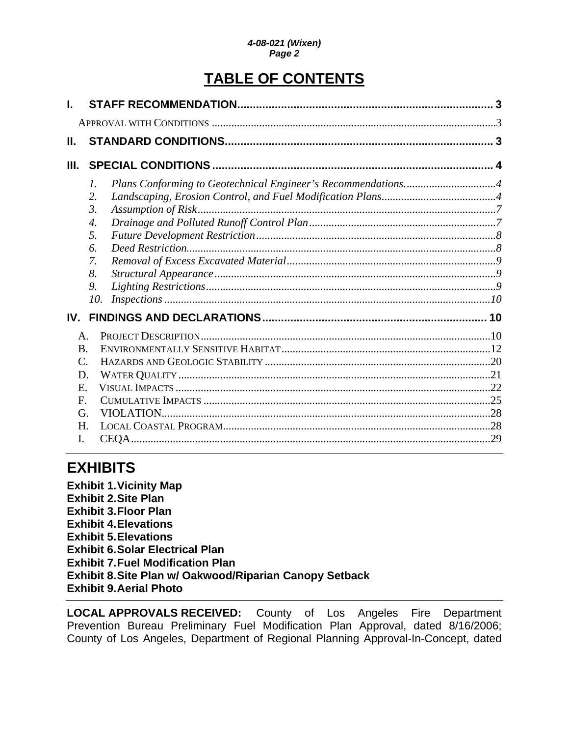# TABLE OF CONTENTS

**I. STAFF RECOMMENDATION** .................................................................................. 3

APPROVAL WITH CONDITIONS ....................................................................................................3

**II. STANDARD CONDITIONS** ...................................................................................... 3

**III. SPECIAL CONDITIONS** .......................................................................................... 4

1. *Plans Conforming to Geotechnical Engineer's Recommendations.*................................4
2. *Landscaping, Erosion Control, and Fuel Modification Plans*.........................................4
3. *Assumption of Risk*...........................................................................................................7
4. *Drainage and Polluted Runoff Control Plan*...................................................................7
5. *Future Development Restriction*......................................................................................8
6. *Deed Restriction*...............................................................................................................8
7. *Removal of Excess Excavated Material*...........................................................................9
8. *Structural Appearance*.....................................................................................................9
9. *Lighting Restrictions*........................................................................................................9
10. *Inspections*.....................................................................................................................10

**IV. FINDINGS AND DECLARATIONS** ........................................................................ 10

A. PROJECT DESCRIPTION........................................................................................................10
B. ENVIRONMENTALLY SENSITIVE HABITAT..........................................................................12
C. HAZARDS AND GEOLOGIC STABILITY ................................................................................20
D. WATER QUALITY ................................................................................................................21
E. VISUAL IMPACTS .................................................................................................................22
F. CUMULATIVE IMPACTS .......................................................................................................25
G. VIOLATION...........................................................................................................................28
H. LOCAL COASTAL PROGRAM................................................................................................28
I. CEQA.....................................................................................................................................29

# EXHIBITS

**Exhibit 1. Vicinity Map**
**Exhibit 2. Site Plan**
**Exhibit 3. Floor Plan**
**Exhibit 4. Elevations**
**Exhibit 5. Elevations**
**Exhibit 6. Solar Electrical Plan**
**Exhibit 7. Fuel Modification Plan**
**Exhibit 8. Site Plan w/ Oakwood/Riparian Canopy Setback**
**Exhibit 9. Aerial Photo**

**LOCAL APPROVALS RECEIVED:** County of Los Angeles Fire Department Prevention Bureau Preliminary Fuel Modification Plan Approval, dated 8/16/2006; County of Los Angeles, Department of Regional Planning Approval-In-Concept, dated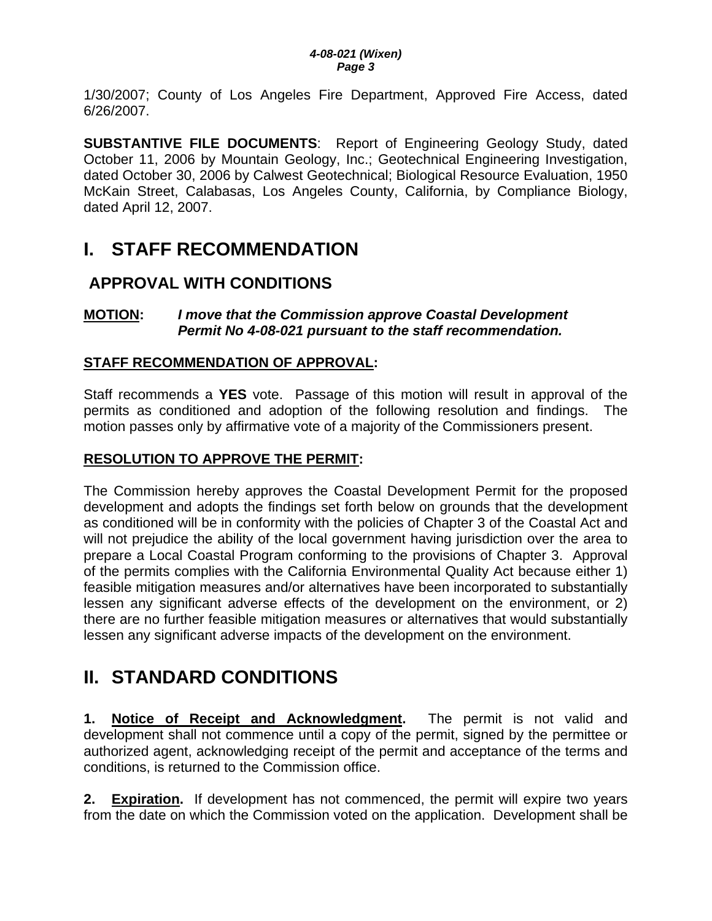1/30/2007; County of Los Angeles Fire Department, Approved Fire Access, dated 6/26/2007.

**SUBSTANTIVE FILE DOCUMENTS**: Report of Engineering Geology Study, dated October 11, 2006 by Mountain Geology, Inc.; Geotechnical Engineering Investigation, dated October 30, 2006 by Calwest Geotechnical; Biological Resource Evaluation, 1950 McKain Street, Calabasas, Los Angeles County, California, by Compliance Biology, dated April 12, 2007.

# I. STAFF RECOMMENDATION

## APPROVAL WITH CONDITIONS

**MOTION:** ***I move that the Commission approve Coastal Development Permit No 4-08-021 pursuant to the staff recommendation.***

**STAFF RECOMMENDATION OF APPROVAL:**

Staff recommends a **YES** vote. Passage of this motion will result in approval of the permits as conditioned and adoption of the following resolution and findings. The motion passes only by affirmative vote of a majority of the Commissioners present.

**RESOLUTION TO APPROVE THE PERMIT:**

The Commission hereby approves the Coastal Development Permit for the proposed development and adopts the findings set forth below on grounds that the development as conditioned will be in conformity with the policies of Chapter 3 of the Coastal Act and will not prejudice the ability of the local government having jurisdiction over the area to prepare a Local Coastal Program conforming to the provisions of Chapter 3. Approval of the permits complies with the California Environmental Quality Act because either 1) feasible mitigation measures and/or alternatives have been incorporated to substantially lessen any significant adverse effects of the development on the environment, or 2) there are no further feasible mitigation measures or alternatives that would substantially lessen any significant adverse impacts of the development on the environment.

# II. STANDARD CONDITIONS

**1. Notice of Receipt and Acknowledgment.** The permit is not valid and development shall not commence until a copy of the permit, signed by the permittee or authorized agent, acknowledging receipt of the permit and acceptance of the terms and conditions, is returned to the Commission office.

**2. Expiration.** If development has not commenced, the permit will expire two years from the date on which the Commission voted on the application. Development shall be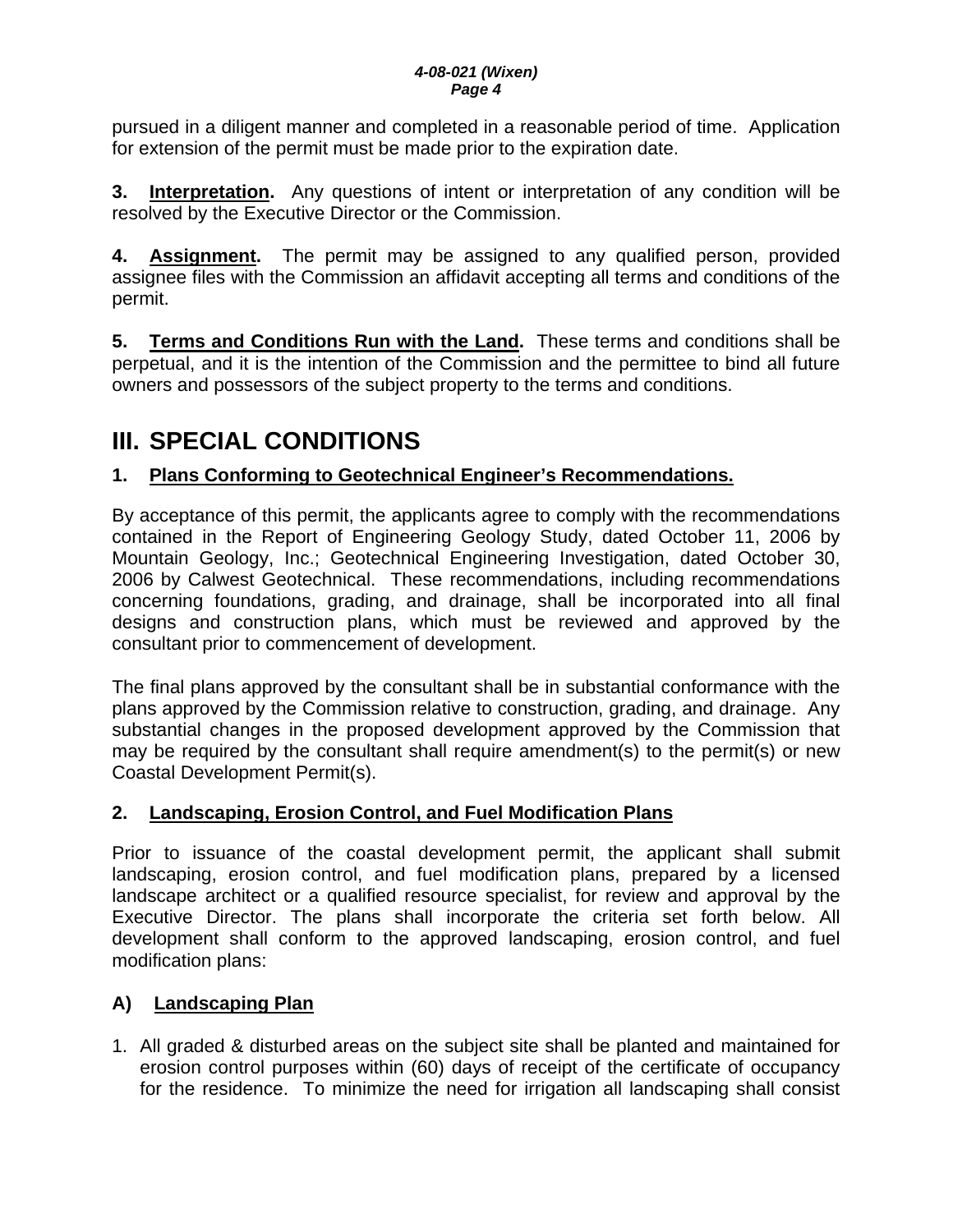pursued in a diligent manner and completed in a reasonable period of time. Application for extension of the permit must be made prior to the expiration date.

**3. Interpretation.** Any questions of intent or interpretation of any condition will be resolved by the Executive Director or the Commission.

**4. Assignment.** The permit may be assigned to any qualified person, provided assignee files with the Commission an affidavit accepting all terms and conditions of the permit.

**5. Terms and Conditions Run with the Land.** These terms and conditions shall be perpetual, and it is the intention of the Commission and the permittee to bind all future owners and possessors of the subject property to the terms and conditions.

# III. SPECIAL CONDITIONS

### 1. Plans Conforming to Geotechnical Engineer's Recommendations.

By acceptance of this permit, the applicants agree to comply with the recommendations contained in the Report of Engineering Geology Study, dated October 11, 2006 by Mountain Geology, Inc.; Geotechnical Engineering Investigation, dated October 30, 2006 by Calwest Geotechnical. These recommendations, including recommendations concerning foundations, grading, and drainage, shall be incorporated into all final designs and construction plans, which must be reviewed and approved by the consultant prior to commencement of development.

The final plans approved by the consultant shall be in substantial conformance with the plans approved by the Commission relative to construction, grading, and drainage. Any substantial changes in the proposed development approved by the Commission that may be required by the consultant shall require amendment(s) to the permit(s) or new Coastal Development Permit(s).

### 2. Landscaping, Erosion Control, and Fuel Modification Plans

Prior to issuance of the coastal development permit, the applicant shall submit landscaping, erosion control, and fuel modification plans, prepared by a licensed landscape architect or a qualified resource specialist, for review and approval by the Executive Director. The plans shall incorporate the criteria set forth below. All development shall conform to the approved landscaping, erosion control, and fuel modification plans:

### A) Landscaping Plan

1. All graded & disturbed areas on the subject site shall be planted and maintained for erosion control purposes within (60) days of receipt of the certificate of occupancy for the residence. To minimize the need for irrigation all landscaping shall consist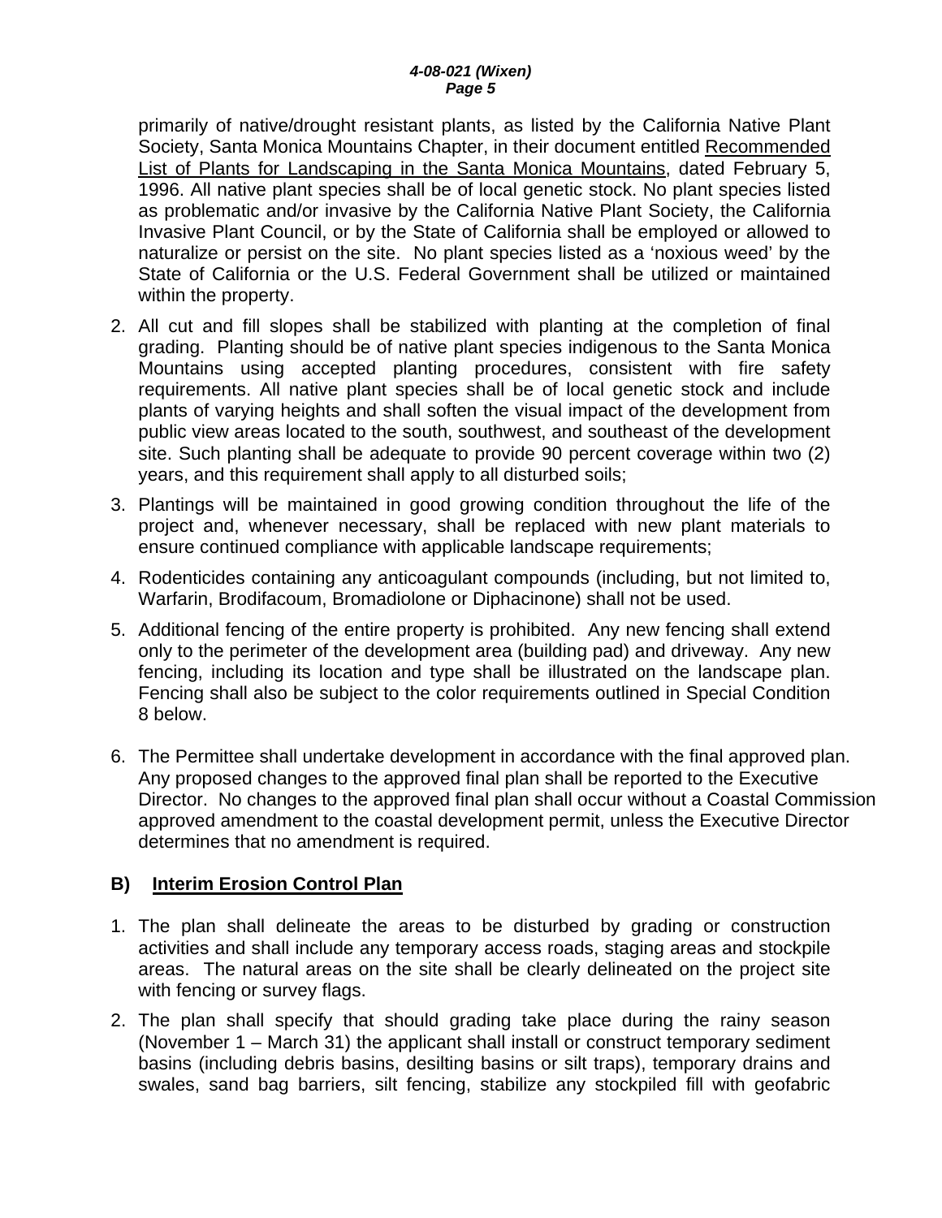primarily of native/drought resistant plants, as listed by the California Native Plant Society, Santa Monica Mountains Chapter, in their document entitled Recommended List of Plants for Landscaping in the Santa Monica Mountains, dated February 5, 1996. All native plant species shall be of local genetic stock. No plant species listed as problematic and/or invasive by the California Native Plant Society, the California Invasive Plant Council, or by the State of California shall be employed or allowed to naturalize or persist on the site. No plant species listed as a 'noxious weed' by the State of California or the U.S. Federal Government shall be utilized or maintained within the property.

2. All cut and fill slopes shall be stabilized with planting at the completion of final grading. Planting should be of native plant species indigenous to the Santa Monica Mountains using accepted planting procedures, consistent with fire safety requirements. All native plant species shall be of local genetic stock and include plants of varying heights and shall soften the visual impact of the development from public view areas located to the south, southwest, and southeast of the development site. Such planting shall be adequate to provide 90 percent coverage within two (2) years, and this requirement shall apply to all disturbed soils;

3. Plantings will be maintained in good growing condition throughout the life of the project and, whenever necessary, shall be replaced with new plant materials to ensure continued compliance with applicable landscape requirements;

4. Rodenticides containing any anticoagulant compounds (including, but not limited to, Warfarin, Brodifacoum, Bromadiolone or Diphacinone) shall not be used.

5. Additional fencing of the entire property is prohibited. Any new fencing shall extend only to the perimeter of the development area (building pad) and driveway. Any new fencing, including its location and type shall be illustrated on the landscape plan. Fencing shall also be subject to the color requirements outlined in Special Condition 8 below.

6. The Permittee shall undertake development in accordance with the final approved plan. Any proposed changes to the approved final plan shall be reported to the Executive Director. No changes to the approved final plan shall occur without a Coastal Commission approved amendment to the coastal development permit, unless the Executive Director determines that no amendment is required.

**B) Interim Erosion Control Plan**

1. The plan shall delineate the areas to be disturbed by grading or construction activities and shall include any temporary access roads, staging areas and stockpile areas. The natural areas on the site shall be clearly delineated on the project site with fencing or survey flags.

2. The plan shall specify that should grading take place during the rainy season (November 1 – March 31) the applicant shall install or construct temporary sediment basins (including debris basins, desilting basins or silt traps), temporary drains and swales, sand bag barriers, silt fencing, stabilize any stockpiled fill with geofabric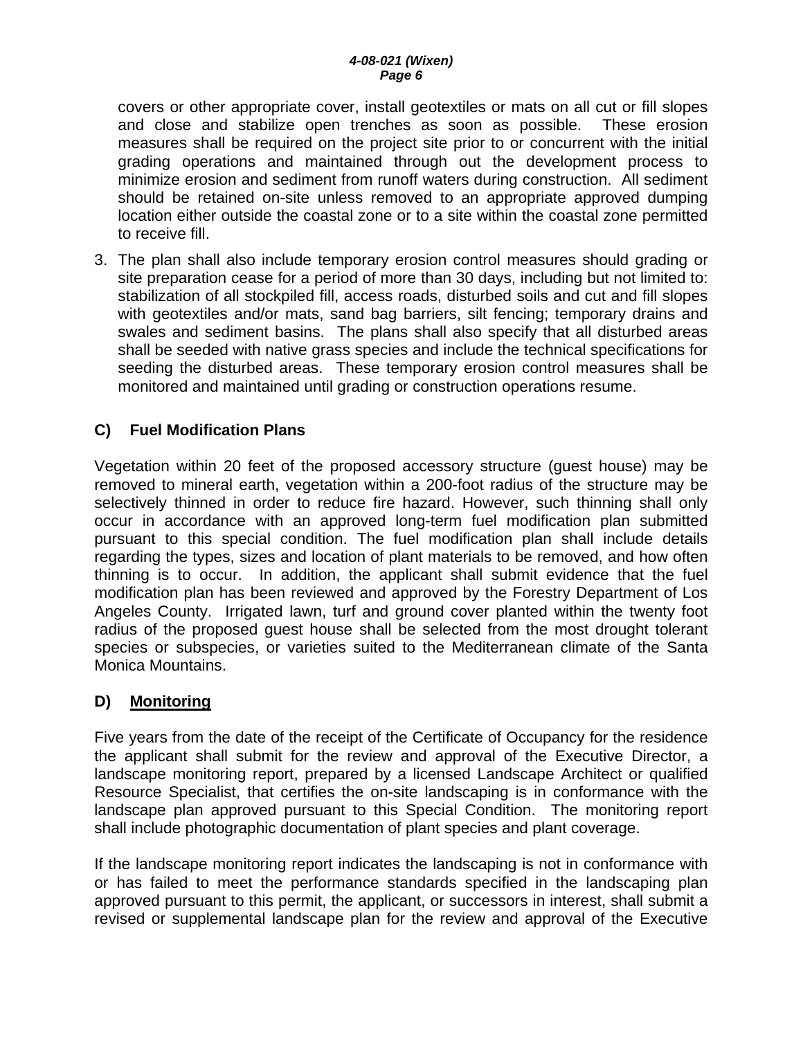covers or other appropriate cover, install geotextiles or mats on all cut or fill slopes and close and stabilize open trenches as soon as possible. These erosion measures shall be required on the project site prior to or concurrent with the initial grading operations and maintained through out the development process to minimize erosion and sediment from runoff waters during construction. All sediment should be retained on-site unless removed to an appropriate approved dumping location either outside the coastal zone or to a site within the coastal zone permitted to receive fill.

3. The plan shall also include temporary erosion control measures should grading or site preparation cease for a period of more than 30 days, including but not limited to: stabilization of all stockpiled fill, access roads, disturbed soils and cut and fill slopes with geotextiles and/or mats, sand bag barriers, silt fencing; temporary drains and swales and sediment basins. The plans shall also specify that all disturbed areas shall be seeded with native grass species and include the technical specifications for seeding the disturbed areas. These temporary erosion control measures shall be monitored and maintained until grading or construction operations resume.

**C) Fuel Modification Plans**

Vegetation within 20 feet of the proposed accessory structure (guest house) may be removed to mineral earth, vegetation within a 200-foot radius of the structure may be selectively thinned in order to reduce fire hazard. However, such thinning shall only occur in accordance with an approved long-term fuel modification plan submitted pursuant to this special condition. The fuel modification plan shall include details regarding the types, sizes and location of plant materials to be removed, and how often thinning is to occur. In addition, the applicant shall submit evidence that the fuel modification plan has been reviewed and approved by the Forestry Department of Los Angeles County. Irrigated lawn, turf and ground cover planted within the twenty foot radius of the proposed guest house shall be selected from the most drought tolerant species or subspecies, or varieties suited to the Mediterranean climate of the Santa Monica Mountains.

**D) <u>Monitoring</u>**

Five years from the date of the receipt of the Certificate of Occupancy for the residence the applicant shall submit for the review and approval of the Executive Director, a landscape monitoring report, prepared by a licensed Landscape Architect or qualified Resource Specialist, that certifies the on-site landscaping is in conformance with the landscape plan approved pursuant to this Special Condition. The monitoring report shall include photographic documentation of plant species and plant coverage.

If the landscape monitoring report indicates the landscaping is not in conformance with or has failed to meet the performance standards specified in the landscaping plan approved pursuant to this permit, the applicant, or successors in interest, shall submit a revised or supplemental landscape plan for the review and approval of the Executive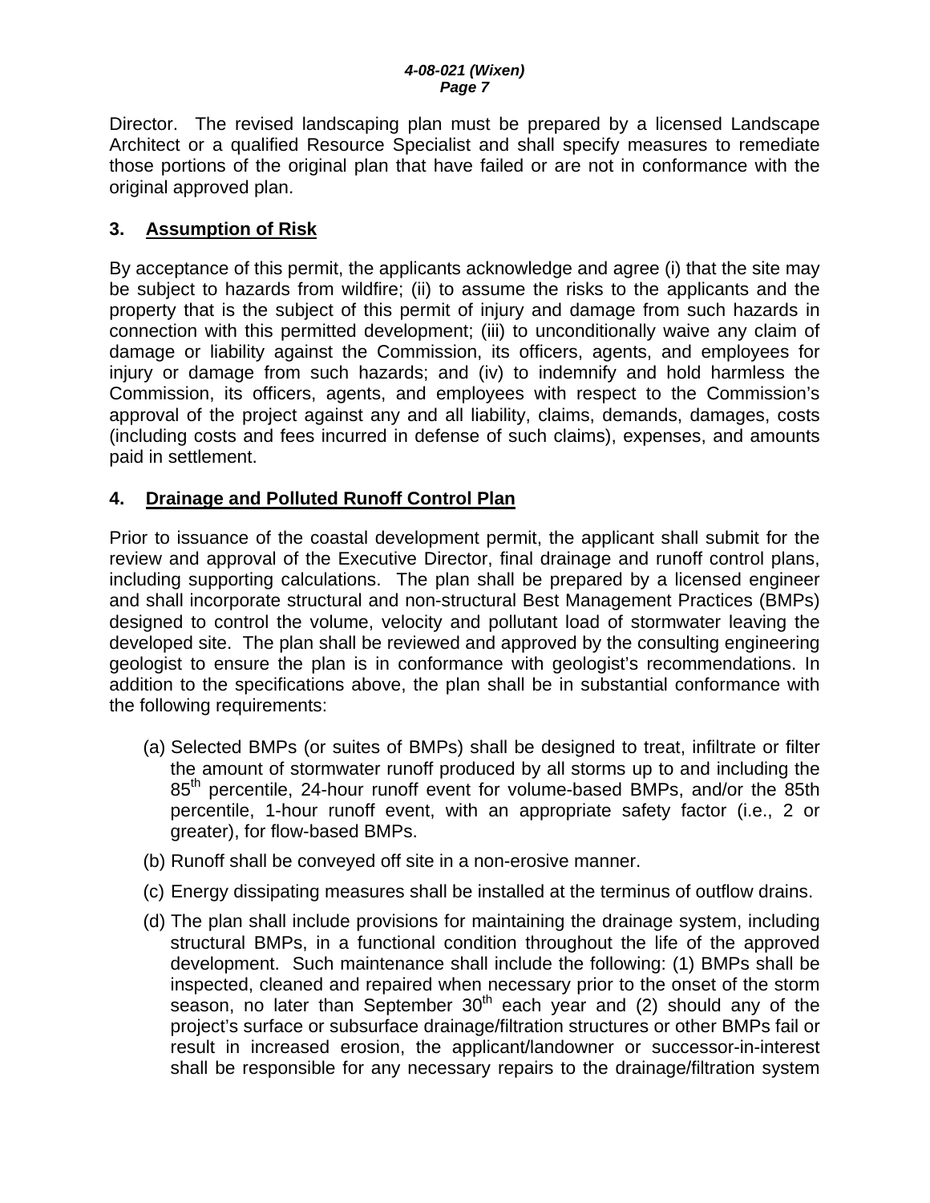Director. The revised landscaping plan must be prepared by a licensed Landscape Architect or a qualified Resource Specialist and shall specify measures to remediate those portions of the original plan that have failed or are not in conformance with the original approved plan.

## 3. Assumption of Risk

By acceptance of this permit, the applicants acknowledge and agree (i) that the site may be subject to hazards from wildfire; (ii) to assume the risks to the applicants and the property that is the subject of this permit of injury and damage from such hazards in connection with this permitted development; (iii) to unconditionally waive any claim of damage or liability against the Commission, its officers, agents, and employees for injury or damage from such hazards; and (iv) to indemnify and hold harmless the Commission, its officers, agents, and employees with respect to the Commission's approval of the project against any and all liability, claims, demands, damages, costs (including costs and fees incurred in defense of such claims), expenses, and amounts paid in settlement.

## 4. Drainage and Polluted Runoff Control Plan

Prior to issuance of the coastal development permit, the applicant shall submit for the review and approval of the Executive Director, final drainage and runoff control plans, including supporting calculations. The plan shall be prepared by a licensed engineer and shall incorporate structural and non-structural Best Management Practices (BMPs) designed to control the volume, velocity and pollutant load of stormwater leaving the developed site. The plan shall be reviewed and approved by the consulting engineering geologist to ensure the plan is in conformance with geologist's recommendations. In addition to the specifications above, the plan shall be in substantial conformance with the following requirements:

(a) Selected BMPs (or suites of BMPs) shall be designed to treat, infiltrate or filter the amount of stormwater runoff produced by all storms up to and including the 85th percentile, 24-hour runoff event for volume-based BMPs, and/or the 85th percentile, 1-hour runoff event, with an appropriate safety factor (i.e., 2 or greater), for flow-based BMPs.

(b) Runoff shall be conveyed off site in a non-erosive manner.

(c) Energy dissipating measures shall be installed at the terminus of outflow drains.

(d) The plan shall include provisions for maintaining the drainage system, including structural BMPs, in a functional condition throughout the life of the approved development. Such maintenance shall include the following: (1) BMPs shall be inspected, cleaned and repaired when necessary prior to the onset of the storm season, no later than September 30th each year and (2) should any of the project's surface or subsurface drainage/filtration structures or other BMPs fail or result in increased erosion, the applicant/landowner or successor-in-interest shall be responsible for any necessary repairs to the drainage/filtration system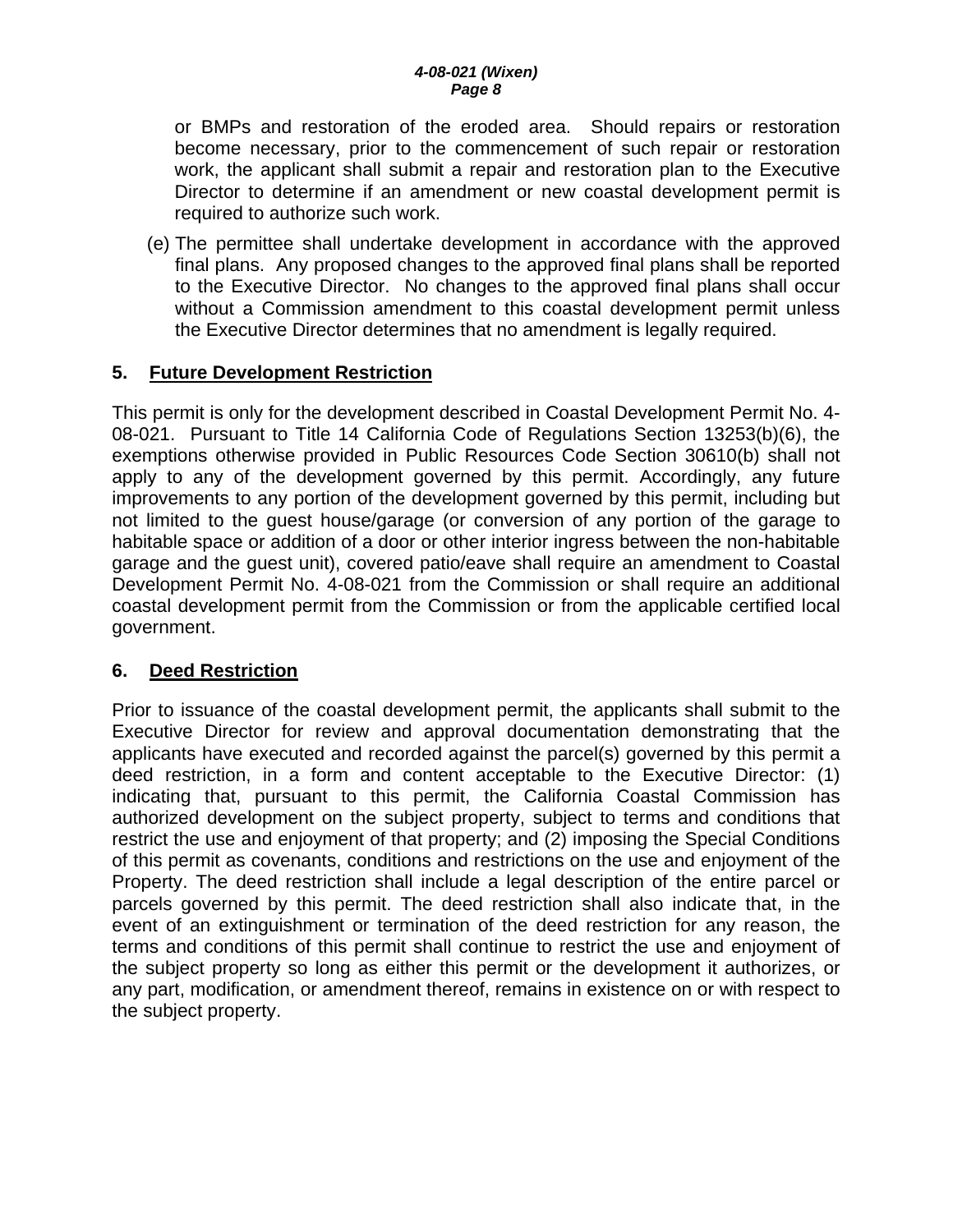or BMPs and restoration of the eroded area. Should repairs or restoration become necessary, prior to the commencement of such repair or restoration work, the applicant shall submit a repair and restoration plan to the Executive Director to determine if an amendment or new coastal development permit is required to authorize such work.

(e) The permittee shall undertake development in accordance with the approved final plans. Any proposed changes to the approved final plans shall be reported to the Executive Director. No changes to the approved final plans shall occur without a Commission amendment to this coastal development permit unless the Executive Director determines that no amendment is legally required.

## 5. Future Development Restriction

This permit is only for the development described in Coastal Development Permit No. 4-08-021. Pursuant to Title 14 California Code of Regulations Section 13253(b)(6), the exemptions otherwise provided in Public Resources Code Section 30610(b) shall not apply to any of the development governed by this permit. Accordingly, any future improvements to any portion of the development governed by this permit, including but not limited to the guest house/garage (or conversion of any portion of the garage to habitable space or addition of a door or other interior ingress between the non-habitable garage and the guest unit), covered patio/eave shall require an amendment to Coastal Development Permit No. 4-08-021 from the Commission or shall require an additional coastal development permit from the Commission or from the applicable certified local government.

## 6. Deed Restriction

Prior to issuance of the coastal development permit, the applicants shall submit to the Executive Director for review and approval documentation demonstrating that the applicants have executed and recorded against the parcel(s) governed by this permit a deed restriction, in a form and content acceptable to the Executive Director: (1) indicating that, pursuant to this permit, the California Coastal Commission has authorized development on the subject property, subject to terms and conditions that restrict the use and enjoyment of that property; and (2) imposing the Special Conditions of this permit as covenants, conditions and restrictions on the use and enjoyment of the Property. The deed restriction shall include a legal description of the entire parcel or parcels governed by this permit. The deed restriction shall also indicate that, in the event of an extinguishment or termination of the deed restriction for any reason, the terms and conditions of this permit shall continue to restrict the use and enjoyment of the subject property so long as either this permit or the development it authorizes, or any part, modification, or amendment thereof, remains in existence on or with respect to the subject property.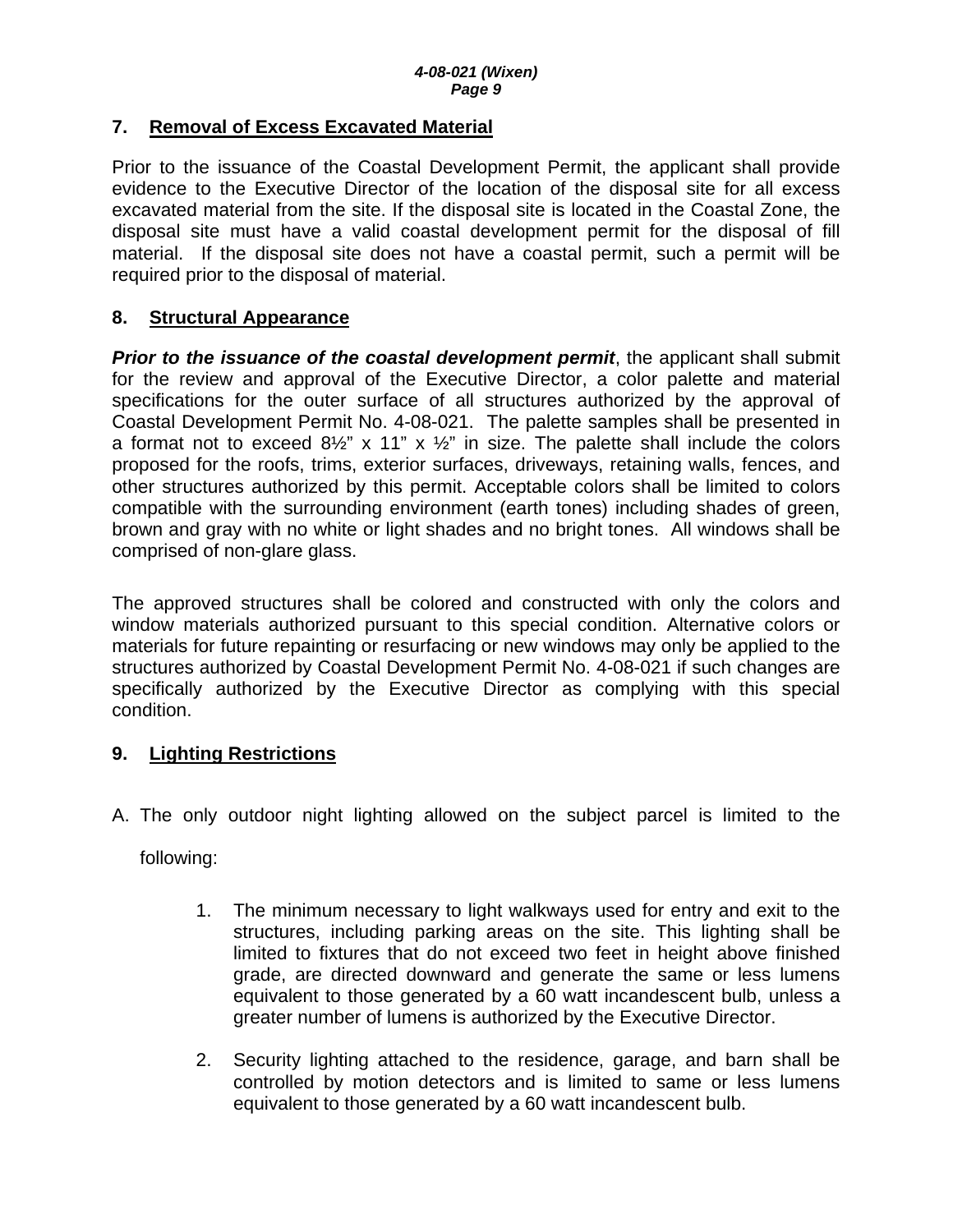### 7. Removal of Excess Excavated Material

Prior to the issuance of the Coastal Development Permit, the applicant shall provide evidence to the Executive Director of the location of the disposal site for all excess excavated material from the site. If the disposal site is located in the Coastal Zone, the disposal site must have a valid coastal development permit for the disposal of fill material. If the disposal site does not have a coastal permit, such a permit will be required prior to the disposal of material.

### 8. Structural Appearance

***Prior to the issuance of the coastal development permit***, the applicant shall submit for the review and approval of the Executive Director, a color palette and material specifications for the outer surface of all structures authorized by the approval of Coastal Development Permit No. 4-08-021. The palette samples shall be presented in a format not to exceed 8½" x 11" x ½" in size. The palette shall include the colors proposed for the roofs, trims, exterior surfaces, driveways, retaining walls, fences, and other structures authorized by this permit. Acceptable colors shall be limited to colors compatible with the surrounding environment (earth tones) including shades of green, brown and gray with no white or light shades and no bright tones. All windows shall be comprised of non-glare glass.

The approved structures shall be colored and constructed with only the colors and window materials authorized pursuant to this special condition. Alternative colors or materials for future repainting or resurfacing or new windows may only be applied to the structures authorized by Coastal Development Permit No. 4-08-021 if such changes are specifically authorized by the Executive Director as complying with this special condition.

### 9. Lighting Restrictions

A. The only outdoor night lighting allowed on the subject parcel is limited to the following:

1. The minimum necessary to light walkways used for entry and exit to the structures, including parking areas on the site. This lighting shall be limited to fixtures that do not exceed two feet in height above finished grade, are directed downward and generate the same or less lumens equivalent to those generated by a 60 watt incandescent bulb, unless a greater number of lumens is authorized by the Executive Director.

2. Security lighting attached to the residence, garage, and barn shall be controlled by motion detectors and is limited to same or less lumens equivalent to those generated by a 60 watt incandescent bulb.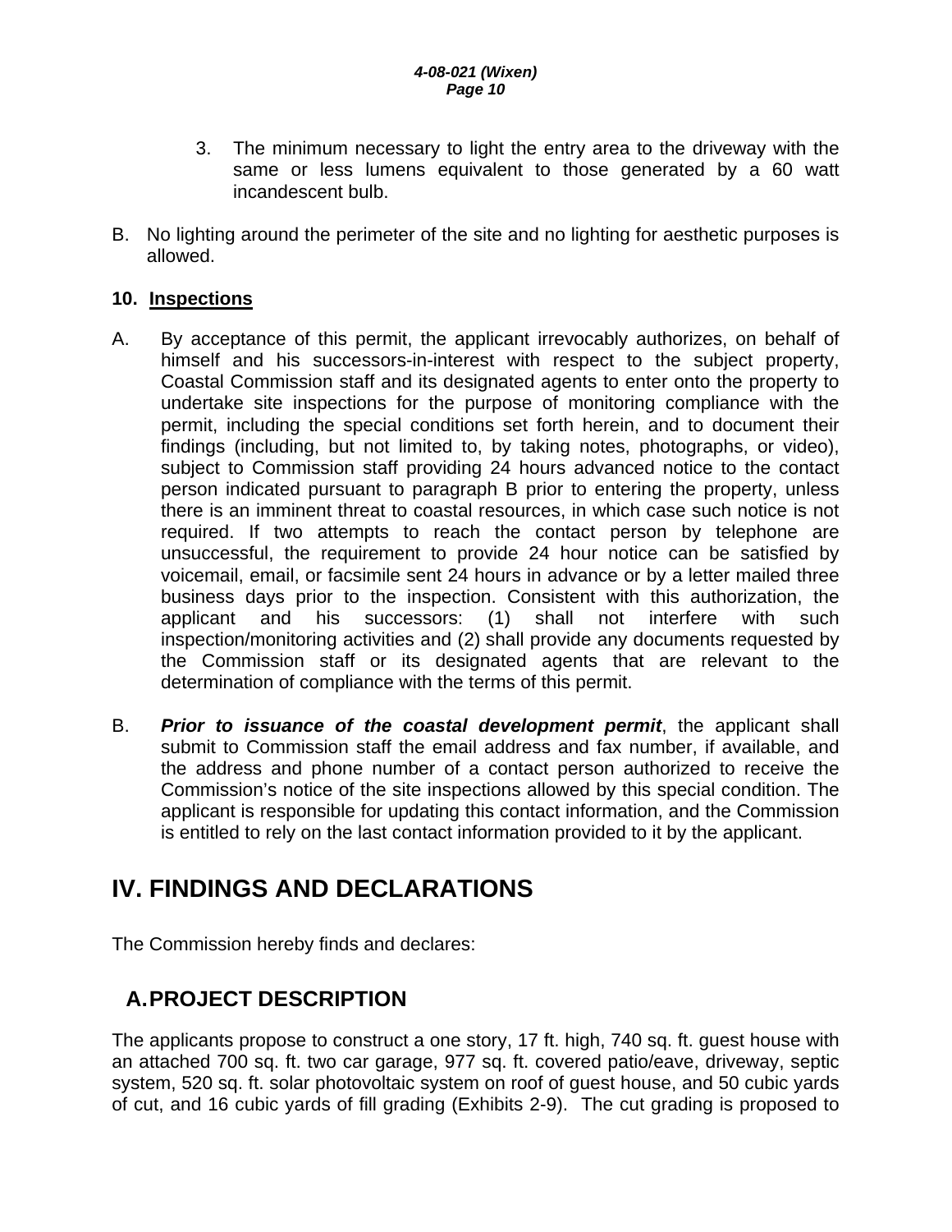3. The minimum necessary to light the entry area to the driveway with the same or less lumens equivalent to those generated by a 60 watt incandescent bulb.

B. No lighting around the perimeter of the site and no lighting for aesthetic purposes is allowed.

**10. Inspections**

A. By acceptance of this permit, the applicant irrevocably authorizes, on behalf of himself and his successors-in-interest with respect to the subject property, Coastal Commission staff and its designated agents to enter onto the property to undertake site inspections for the purpose of monitoring compliance with the permit, including the special conditions set forth herein, and to document their findings (including, but not limited to, by taking notes, photographs, or video), subject to Commission staff providing 24 hours advanced notice to the contact person indicated pursuant to paragraph B prior to entering the property, unless there is an imminent threat to coastal resources, in which case such notice is not required. If two attempts to reach the contact person by telephone are unsuccessful, the requirement to provide 24 hour notice can be satisfied by voicemail, email, or facsimile sent 24 hours in advance or by a letter mailed three business days prior to the inspection. Consistent with this authorization, the applicant and his successors: (1) shall not interfere with such inspection/monitoring activities and (2) shall provide any documents requested by the Commission staff or its designated agents that are relevant to the determination of compliance with the terms of this permit.

B. ***Prior to issuance of the coastal development permit***, the applicant shall submit to Commission staff the email address and fax number, if available, and the address and phone number of a contact person authorized to receive the Commission's notice of the site inspections allowed by this special condition. The applicant is responsible for updating this contact information, and the Commission is entitled to rely on the last contact information provided to it by the applicant.

# IV. FINDINGS AND DECLARATIONS

The Commission hereby finds and declares:

## A. PROJECT DESCRIPTION

The applicants propose to construct a one story, 17 ft. high, 740 sq. ft. guest house with an attached 700 sq. ft. two car garage, 977 sq. ft. covered patio/eave, driveway, septic system, 520 sq. ft. solar photovoltaic system on roof of guest house, and 50 cubic yards of cut, and 16 cubic yards of fill grading (Exhibits 2-9). The cut grading is proposed to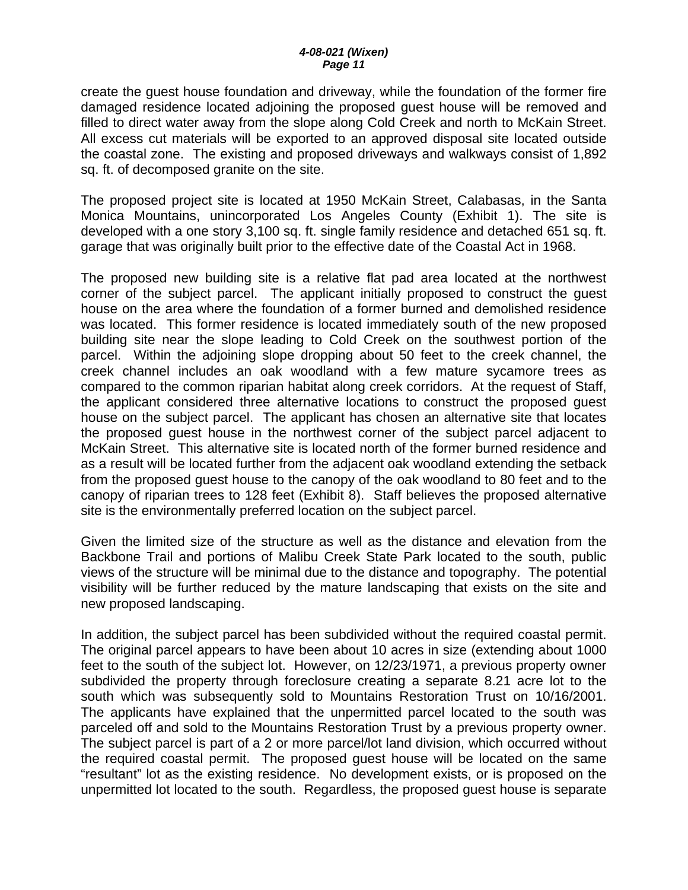create the guest house foundation and driveway, while the foundation of the former fire damaged residence located adjoining the proposed guest house will be removed and filled to direct water away from the slope along Cold Creek and north to McKain Street. All excess cut materials will be exported to an approved disposal site located outside the coastal zone. The existing and proposed driveways and walkways consist of 1,892 sq. ft. of decomposed granite on the site.

The proposed project site is located at 1950 McKain Street, Calabasas, in the Santa Monica Mountains, unincorporated Los Angeles County (Exhibit 1). The site is developed with a one story 3,100 sq. ft. single family residence and detached 651 sq. ft. garage that was originally built prior to the effective date of the Coastal Act in 1968.

The proposed new building site is a relative flat pad area located at the northwest corner of the subject parcel. The applicant initially proposed to construct the guest house on the area where the foundation of a former burned and demolished residence was located. This former residence is located immediately south of the new proposed building site near the slope leading to Cold Creek on the southwest portion of the parcel. Within the adjoining slope dropping about 50 feet to the creek channel, the creek channel includes an oak woodland with a few mature sycamore trees as compared to the common riparian habitat along creek corridors. At the request of Staff, the applicant considered three alternative locations to construct the proposed guest house on the subject parcel. The applicant has chosen an alternative site that locates the proposed guest house in the northwest corner of the subject parcel adjacent to McKain Street. This alternative site is located north of the former burned residence and as a result will be located further from the adjacent oak woodland extending the setback from the proposed guest house to the canopy of the oak woodland to 80 feet and to the canopy of riparian trees to 128 feet (Exhibit 8). Staff believes the proposed alternative site is the environmentally preferred location on the subject parcel.

Given the limited size of the structure as well as the distance and elevation from the Backbone Trail and portions of Malibu Creek State Park located to the south, public views of the structure will be minimal due to the distance and topography. The potential visibility will be further reduced by the mature landscaping that exists on the site and new proposed landscaping.

In addition, the subject parcel has been subdivided without the required coastal permit. The original parcel appears to have been about 10 acres in size (extending about 1000 feet to the south of the subject lot. However, on 12/23/1971, a previous property owner subdivided the property through foreclosure creating a separate 8.21 acre lot to the south which was subsequently sold to Mountains Restoration Trust on 10/16/2001. The applicants have explained that the unpermitted parcel located to the south was parceled off and sold to the Mountains Restoration Trust by a previous property owner. The subject parcel is part of a 2 or more parcel/lot land division, which occurred without the required coastal permit. The proposed guest house will be located on the same "resultant" lot as the existing residence. No development exists, or is proposed on the unpermitted lot located to the south. Regardless, the proposed guest house is separate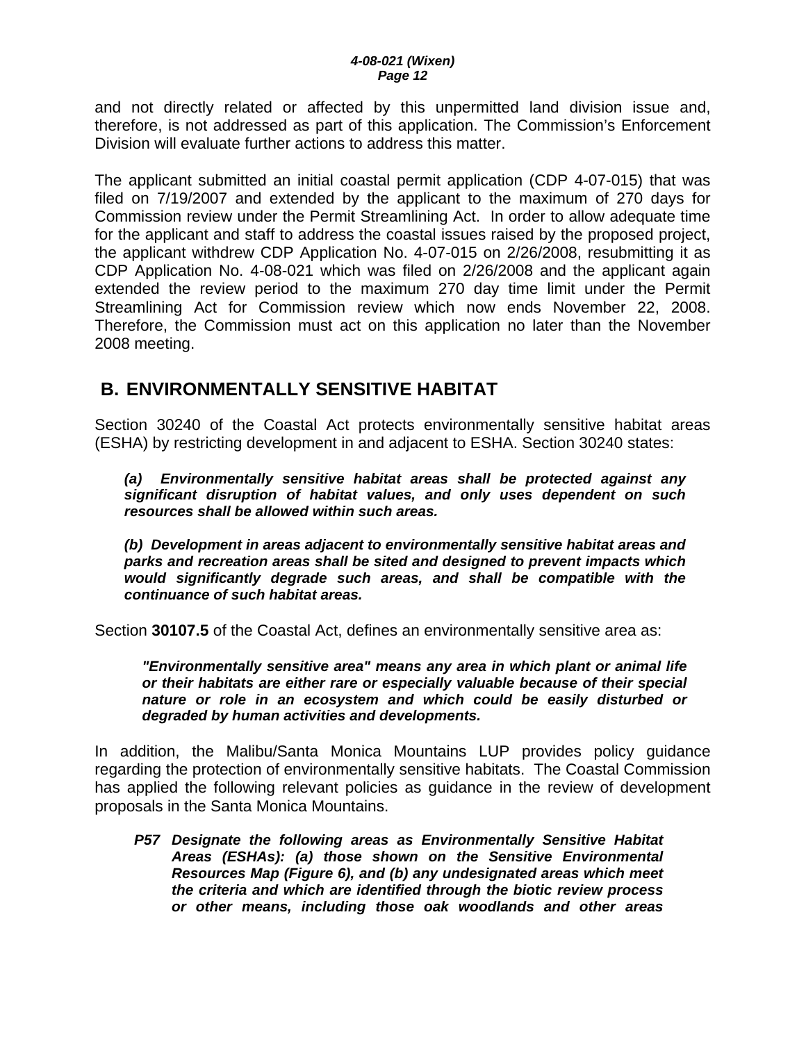and not directly related or affected by this unpermitted land division issue and, therefore, is not addressed as part of this application. The Commission's Enforcement Division will evaluate further actions to address this matter.

The applicant submitted an initial coastal permit application (CDP 4-07-015) that was filed on 7/19/2007 and extended by the applicant to the maximum of 270 days for Commission review under the Permit Streamlining Act. In order to allow adequate time for the applicant and staff to address the coastal issues raised by the proposed project, the applicant withdrew CDP Application No. 4-07-015 on 2/26/2008, resubmitting it as CDP Application No. 4-08-021 which was filed on 2/26/2008 and the applicant again extended the review period to the maximum 270 day time limit under the Permit Streamlining Act for Commission review which now ends November 22, 2008. Therefore, the Commission must act on this application no later than the November 2008 meeting.

## B. ENVIRONMENTALLY SENSITIVE HABITAT

Section 30240 of the Coastal Act protects environmentally sensitive habitat areas (ESHA) by restricting development in and adjacent to ESHA. Section 30240 states:

> ***(a) Environmentally sensitive habitat areas shall be protected against any significant disruption of habitat values, and only uses dependent on such resources shall be allowed within such areas.***
>
> ***(b) Development in areas adjacent to environmentally sensitive habitat areas and parks and recreation areas shall be sited and designed to prevent impacts which would significantly degrade such areas, and shall be compatible with the continuance of such habitat areas.***

Section **30107.5** of the Coastal Act, defines an environmentally sensitive area as:

> ***"Environmentally sensitive area" means any area in which plant or animal life or their habitats are either rare or especially valuable because of their special nature or role in an ecosystem and which could be easily disturbed or degraded by human activities and developments.***

In addition, the Malibu/Santa Monica Mountains LUP provides policy guidance regarding the protection of environmentally sensitive habitats. The Coastal Commission has applied the following relevant policies as guidance in the review of development proposals in the Santa Monica Mountains.

> ***P57 Designate the following areas as Environmentally Sensitive Habitat Areas (ESHAs): (a) those shown on the Sensitive Environmental Resources Map (Figure 6), and (b) any undesignated areas which meet the criteria and which are identified through the biotic review process or other means, including those oak woodlands and other areas***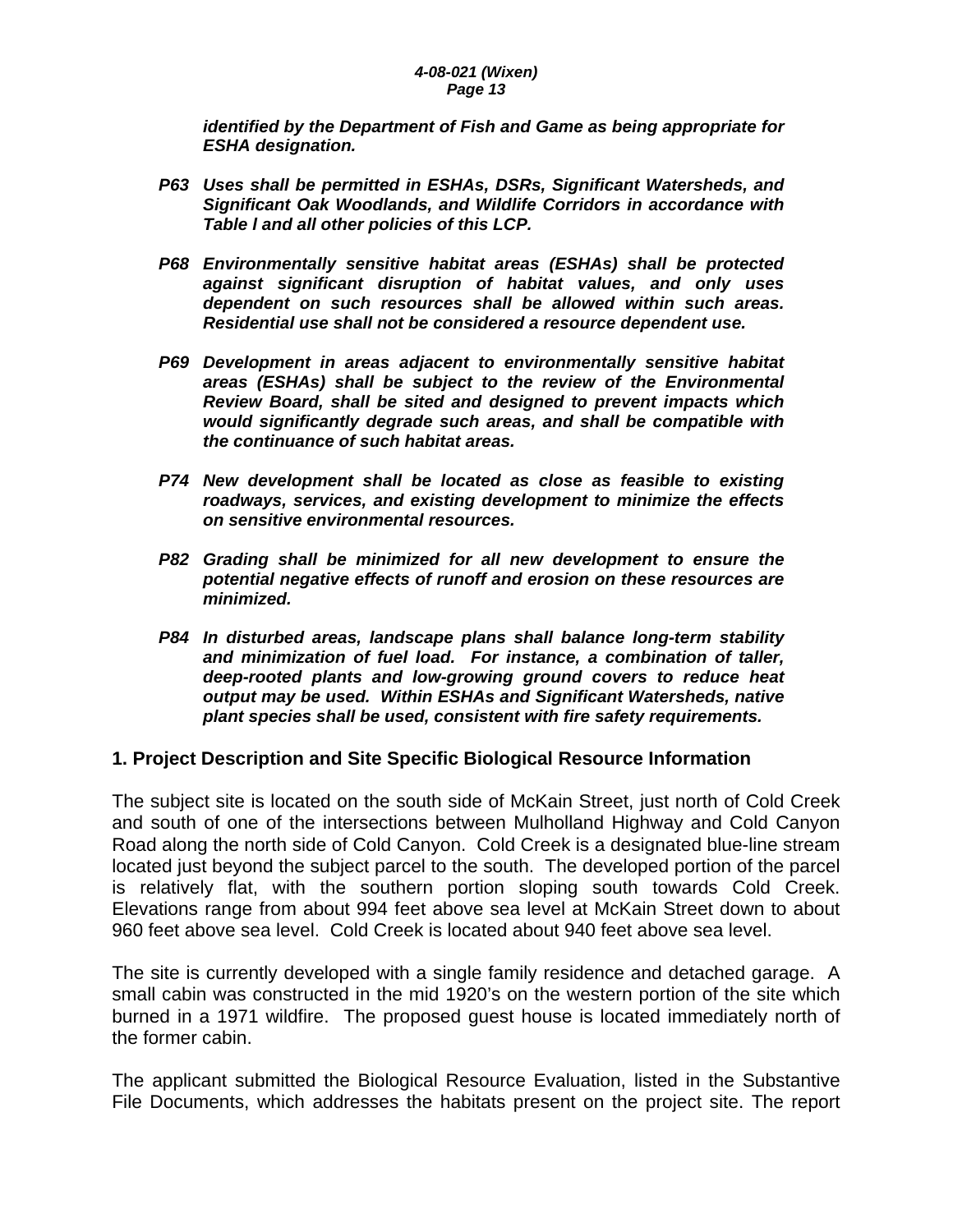***identified by the Department of Fish and Game as being appropriate for ESHA designation.***

***P63 Uses shall be permitted in ESHAs, DSRs, Significant Watersheds, and Significant Oak Woodlands, and Wildlife Corridors in accordance with Table l and all other policies of this LCP.***

***P68 Environmentally sensitive habitat areas (ESHAs) shall be protected against significant disruption of habitat values, and only uses dependent on such resources shall be allowed within such areas. Residential use shall not be considered a resource dependent use.***

***P69 Development in areas adjacent to environmentally sensitive habitat areas (ESHAs) shall be subject to the review of the Environmental Review Board, shall be sited and designed to prevent impacts which would significantly degrade such areas, and shall be compatible with the continuance of such habitat areas.***

***P74 New development shall be located as close as feasible to existing roadways, services, and existing development to minimize the effects on sensitive environmental resources.***

***P82 Grading shall be minimized for all new development to ensure the potential negative effects of runoff and erosion on these resources are minimized.***

***P84 In disturbed areas, landscape plans shall balance long-term stability and minimization of fuel load. For instance, a combination of taller, deep-rooted plants and low-growing ground covers to reduce heat output may be used. Within ESHAs and Significant Watersheds, native plant species shall be used, consistent with fire safety requirements.***

## 1. Project Description and Site Specific Biological Resource Information

The subject site is located on the south side of McKain Street, just north of Cold Creek and south of one of the intersections between Mulholland Highway and Cold Canyon Road along the north side of Cold Canyon. Cold Creek is a designated blue-line stream located just beyond the subject parcel to the south. The developed portion of the parcel is relatively flat, with the southern portion sloping south towards Cold Creek. Elevations range from about 994 feet above sea level at McKain Street down to about 960 feet above sea level. Cold Creek is located about 940 feet above sea level.

The site is currently developed with a single family residence and detached garage. A small cabin was constructed in the mid 1920's on the western portion of the site which burned in a 1971 wildfire. The proposed guest house is located immediately north of the former cabin.

The applicant submitted the Biological Resource Evaluation, listed in the Substantive File Documents, which addresses the habitats present on the project site. The report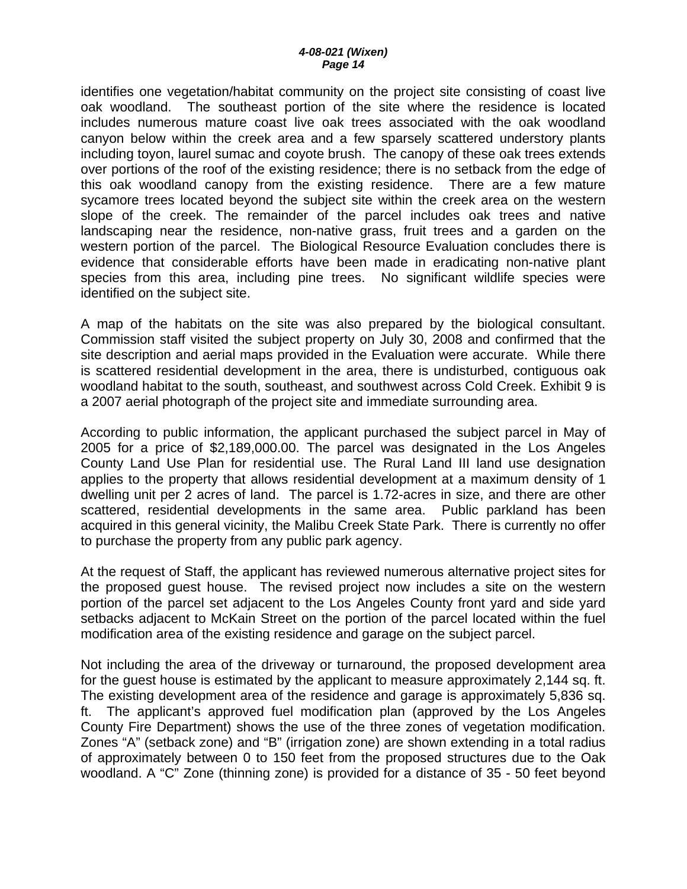identifies one vegetation/habitat community on the project site consisting of coast live oak woodland. The southeast portion of the site where the residence is located includes numerous mature coast live oak trees associated with the oak woodland canyon below within the creek area and a few sparsely scattered understory plants including toyon, laurel sumac and coyote brush. The canopy of these oak trees extends over portions of the roof of the existing residence; there is no setback from the edge of this oak woodland canopy from the existing residence. There are a few mature sycamore trees located beyond the subject site within the creek area on the western slope of the creek. The remainder of the parcel includes oak trees and native landscaping near the residence, non-native grass, fruit trees and a garden on the western portion of the parcel. The Biological Resource Evaluation concludes there is evidence that considerable efforts have been made in eradicating non-native plant species from this area, including pine trees. No significant wildlife species were identified on the subject site.

A map of the habitats on the site was also prepared by the biological consultant. Commission staff visited the subject property on July 30, 2008 and confirmed that the site description and aerial maps provided in the Evaluation were accurate. While there is scattered residential development in the area, there is undisturbed, contiguous oak woodland habitat to the south, southeast, and southwest across Cold Creek. Exhibit 9 is a 2007 aerial photograph of the project site and immediate surrounding area.

According to public information, the applicant purchased the subject parcel in May of 2005 for a price of $2,189,000.00. The parcel was designated in the Los Angeles County Land Use Plan for residential use. The Rural Land III land use designation applies to the property that allows residential development at a maximum density of 1 dwelling unit per 2 acres of land. The parcel is 1.72-acres in size, and there are other scattered, residential developments in the same area. Public parkland has been acquired in this general vicinity, the Malibu Creek State Park. There is currently no offer to purchase the property from any public park agency.

At the request of Staff, the applicant has reviewed numerous alternative project sites for the proposed guest house. The revised project now includes a site on the western portion of the parcel set adjacent to the Los Angeles County front yard and side yard setbacks adjacent to McKain Street on the portion of the parcel located within the fuel modification area of the existing residence and garage on the subject parcel.

Not including the area of the driveway or turnaround, the proposed development area for the guest house is estimated by the applicant to measure approximately 2,144 sq. ft. The existing development area of the residence and garage is approximately 5,836 sq. ft. The applicant's approved fuel modification plan (approved by the Los Angeles County Fire Department) shows the use of the three zones of vegetation modification. Zones "A" (setback zone) and "B" (irrigation zone) are shown extending in a total radius of approximately between 0 to 150 feet from the proposed structures due to the Oak woodland. A "C" Zone (thinning zone) is provided for a distance of 35 - 50 feet beyond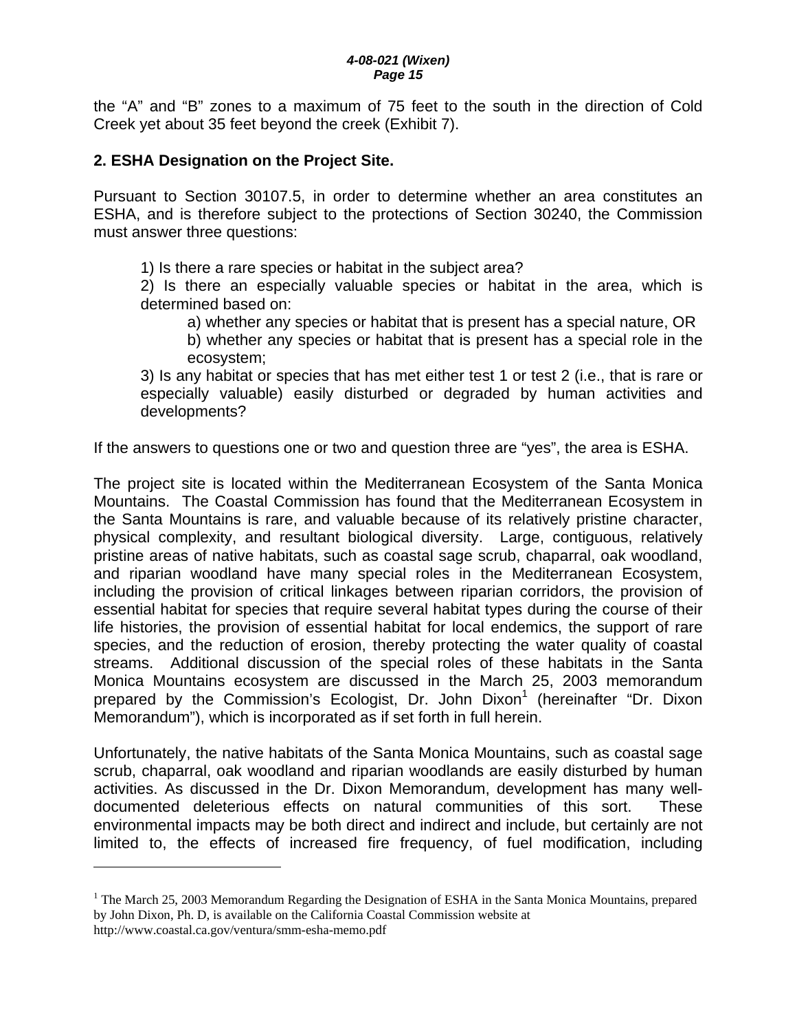the "A" and "B" zones to a maximum of 75 feet to the south in the direction of Cold Creek yet about 35 feet beyond the creek (Exhibit 7).

**2. ESHA Designation on the Project Site.**

Pursuant to Section 30107.5, in order to determine whether an area constitutes an ESHA, and is therefore subject to the protections of Section 30240, the Commission must answer three questions:

1) Is there a rare species or habitat in the subject area?

2) Is there an especially valuable species or habitat in the area, which is determined based on:

a) whether any species or habitat that is present has a special nature, OR

b) whether any species or habitat that is present has a special role in the ecosystem;

3) Is any habitat or species that has met either test 1 or test 2 (i.e., that is rare or especially valuable) easily disturbed or degraded by human activities and developments?

If the answers to questions one or two and question three are "yes", the area is ESHA.

The project site is located within the Mediterranean Ecosystem of the Santa Monica Mountains. The Coastal Commission has found that the Mediterranean Ecosystem in the Santa Mountains is rare, and valuable because of its relatively pristine character, physical complexity, and resultant biological diversity. Large, contiguous, relatively pristine areas of native habitats, such as coastal sage scrub, chaparral, oak woodland, and riparian woodland have many special roles in the Mediterranean Ecosystem, including the provision of critical linkages between riparian corridors, the provision of essential habitat for species that require several habitat types during the course of their life histories, the provision of essential habitat for local endemics, the support of rare species, and the reduction of erosion, thereby protecting the water quality of coastal streams. Additional discussion of the special roles of these habitats in the Santa Monica Mountains ecosystem are discussed in the March 25, 2003 memorandum prepared by the Commission's Ecologist, Dr. John Dixon[1] (hereinafter "Dr. Dixon Memorandum"), which is incorporated as if set forth in full herein.

Unfortunately, the native habitats of the Santa Monica Mountains, such as coastal sage scrub, chaparral, oak woodland and riparian woodlands are easily disturbed by human activities. As discussed in the Dr. Dixon Memorandum, development has many well-documented deleterious effects on natural communities of this sort. These environmental impacts may be both direct and indirect and include, but certainly are not limited to, the effects of increased fire frequency, of fuel modification, including

[1] The March 25, 2003 Memorandum Regarding the Designation of ESHA in the Santa Monica Mountains, prepared by John Dixon, Ph. D, is available on the California Coastal Commission website at http://www.coastal.ca.gov/ventura/smm-esha-memo.pdf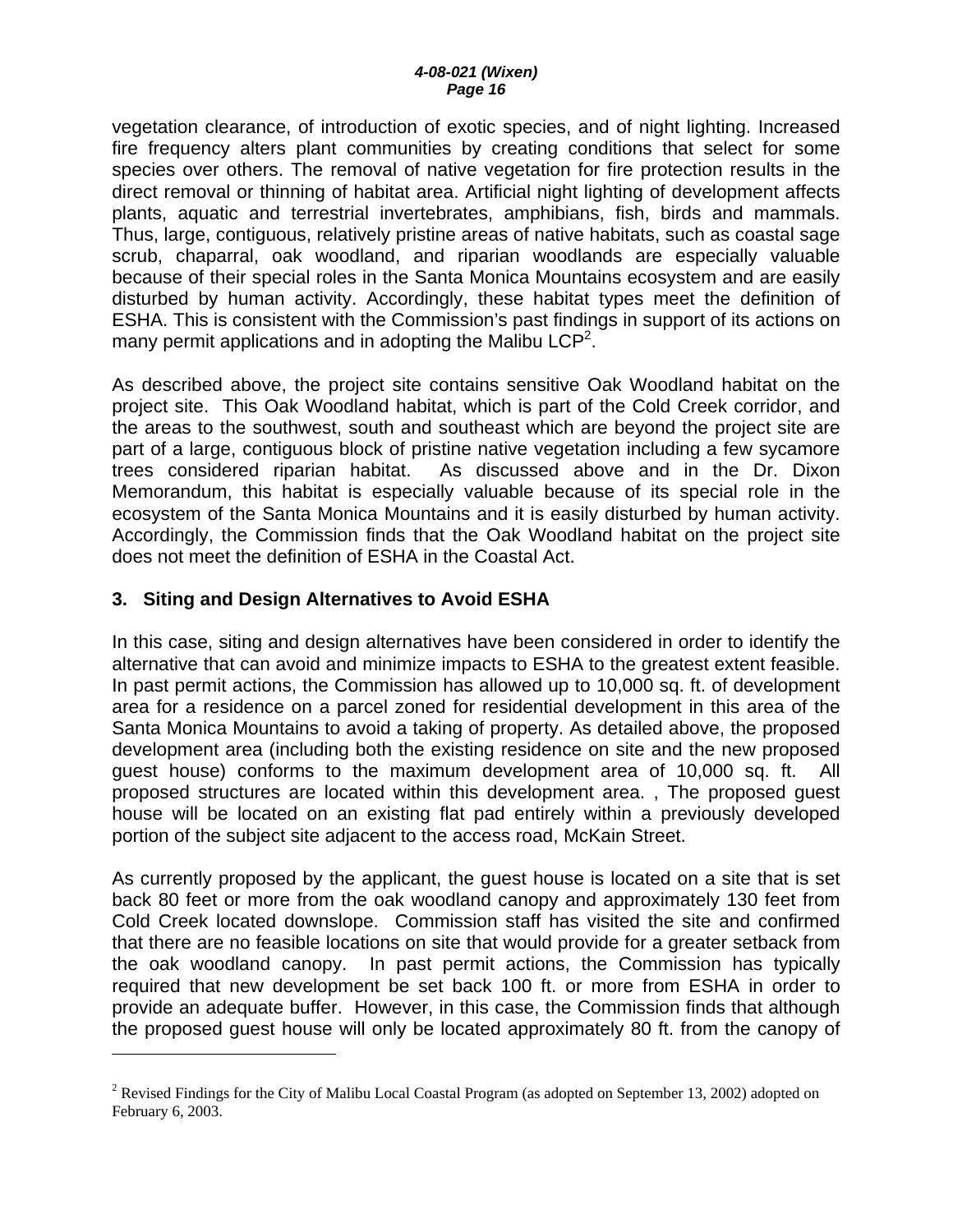vegetation clearance, of introduction of exotic species, and of night lighting. Increased fire frequency alters plant communities by creating conditions that select for some species over others. The removal of native vegetation for fire protection results in the direct removal or thinning of habitat area. Artificial night lighting of development affects plants, aquatic and terrestrial invertebrates, amphibians, fish, birds and mammals. Thus, large, contiguous, relatively pristine areas of native habitats, such as coastal sage scrub, chaparral, oak woodland, and riparian woodlands are especially valuable because of their special roles in the Santa Monica Mountains ecosystem and are easily disturbed by human activity. Accordingly, these habitat types meet the definition of ESHA. This is consistent with the Commission's past findings in support of its actions on many permit applications and in adopting the Malibu LCP[2].

As described above, the project site contains sensitive Oak Woodland habitat on the project site. This Oak Woodland habitat, which is part of the Cold Creek corridor, and the areas to the southwest, south and southeast which are beyond the project site are part of a large, contiguous block of pristine native vegetation including a few sycamore trees considered riparian habitat. As discussed above and in the Dr. Dixon Memorandum, this habitat is especially valuable because of its special role in the ecosystem of the Santa Monica Mountains and it is easily disturbed by human activity. Accordingly, the Commission finds that the Oak Woodland habitat on the project site does not meet the definition of ESHA in the Coastal Act.

### 3. Siting and Design Alternatives to Avoid ESHA

In this case, siting and design alternatives have been considered in order to identify the alternative that can avoid and minimize impacts to ESHA to the greatest extent feasible. In past permit actions, the Commission has allowed up to 10,000 sq. ft. of development area for a residence on a parcel zoned for residential development in this area of the Santa Monica Mountains to avoid a taking of property. As detailed above, the proposed development area (including both the existing residence on site and the new proposed guest house) conforms to the maximum development area of 10,000 sq. ft. All proposed structures are located within this development area. , The proposed guest house will be located on an existing flat pad entirely within a previously developed portion of the subject site adjacent to the access road, McKain Street.

As currently proposed by the applicant, the guest house is located on a site that is set back 80 feet or more from the oak woodland canopy and approximately 130 feet from Cold Creek located downslope. Commission staff has visited the site and confirmed that there are no feasible locations on site that would provide for a greater setback from the oak woodland canopy. In past permit actions, the Commission has typically required that new development be set back 100 ft. or more from ESHA in order to provide an adequate buffer. However, in this case, the Commission finds that although the proposed guest house will only be located approximately 80 ft. from the canopy of

---

[2] Revised Findings for the City of Malibu Local Coastal Program (as adopted on September 13, 2002) adopted on February 6, 2003.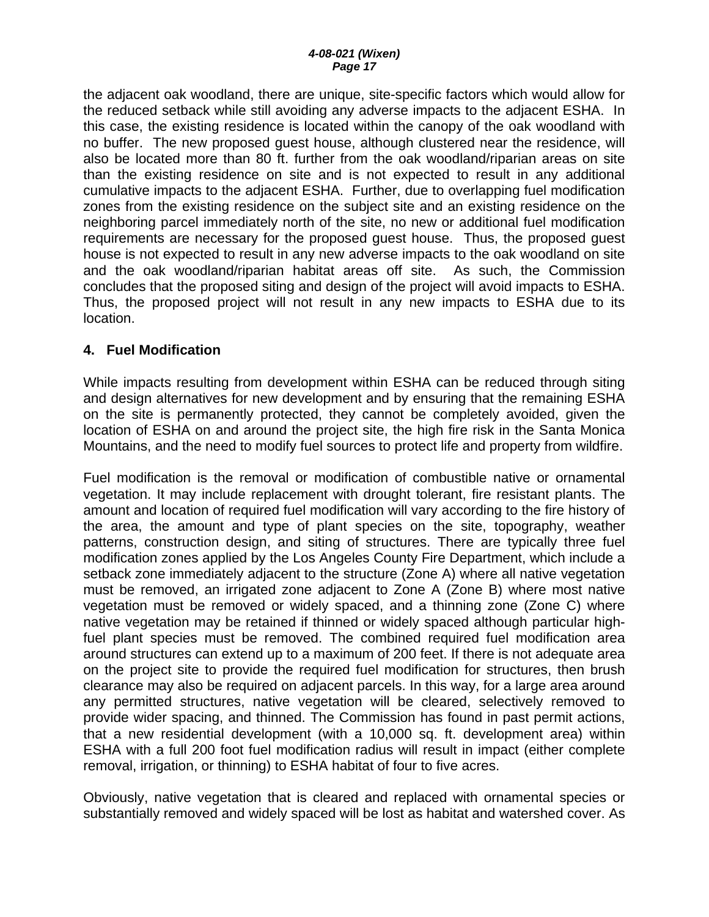the adjacent oak woodland, there are unique, site-specific factors which would allow for the reduced setback while still avoiding any adverse impacts to the adjacent ESHA. In this case, the existing residence is located within the canopy of the oak woodland with no buffer. The new proposed guest house, although clustered near the residence, will also be located more than 80 ft. further from the oak woodland/riparian areas on site than the existing residence on site and is not expected to result in any additional cumulative impacts to the adjacent ESHA. Further, due to overlapping fuel modification zones from the existing residence on the subject site and an existing residence on the neighboring parcel immediately north of the site, no new or additional fuel modification requirements are necessary for the proposed guest house. Thus, the proposed guest house is not expected to result in any new adverse impacts to the oak woodland on site and the oak woodland/riparian habitat areas off site. As such, the Commission concludes that the proposed siting and design of the project will avoid impacts to ESHA. Thus, the proposed project will not result in any new impacts to ESHA due to its location.

### 4. Fuel Modification

While impacts resulting from development within ESHA can be reduced through siting and design alternatives for new development and by ensuring that the remaining ESHA on the site is permanently protected, they cannot be completely avoided, given the location of ESHA on and around the project site, the high fire risk in the Santa Monica Mountains, and the need to modify fuel sources to protect life and property from wildfire.

Fuel modification is the removal or modification of combustible native or ornamental vegetation. It may include replacement with drought tolerant, fire resistant plants. The amount and location of required fuel modification will vary according to the fire history of the area, the amount and type of plant species on the site, topography, weather patterns, construction design, and siting of structures. There are typically three fuel modification zones applied by the Los Angeles County Fire Department, which include a setback zone immediately adjacent to the structure (Zone A) where all native vegetation must be removed, an irrigated zone adjacent to Zone A (Zone B) where most native vegetation must be removed or widely spaced, and a thinning zone (Zone C) where native vegetation may be retained if thinned or widely spaced although particular high-fuel plant species must be removed. The combined required fuel modification area around structures can extend up to a maximum of 200 feet. If there is not adequate area on the project site to provide the required fuel modification for structures, then brush clearance may also be required on adjacent parcels. In this way, for a large area around any permitted structures, native vegetation will be cleared, selectively removed to provide wider spacing, and thinned. The Commission has found in past permit actions, that a new residential development (with a 10,000 sq. ft. development area) within ESHA with a full 200 foot fuel modification radius will result in impact (either complete removal, irrigation, or thinning) to ESHA habitat of four to five acres.

Obviously, native vegetation that is cleared and replaced with ornamental species or substantially removed and widely spaced will be lost as habitat and watershed cover. As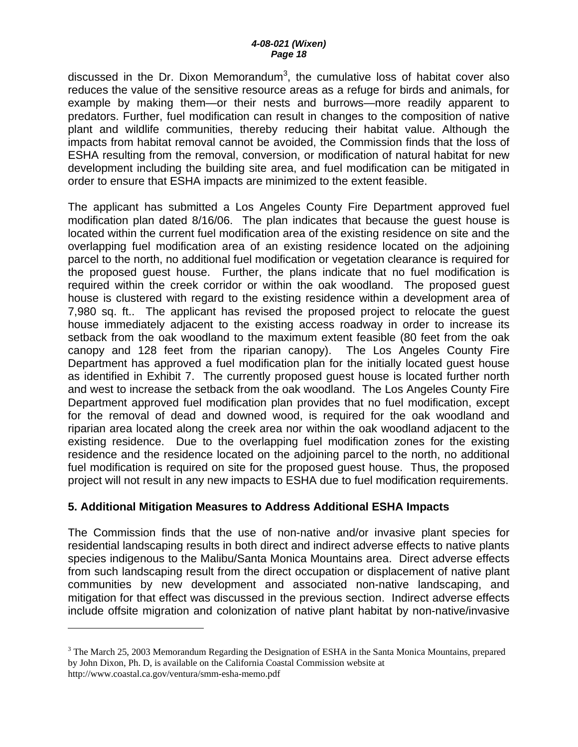discussed in the Dr. Dixon Memorandum[3], the cumulative loss of habitat cover also reduces the value of the sensitive resource areas as a refuge for birds and animals, for example by making them—or their nests and burrows—more readily apparent to predators. Further, fuel modification can result in changes to the composition of native plant and wildlife communities, thereby reducing their habitat value. Although the impacts from habitat removal cannot be avoided, the Commission finds that the loss of ESHA resulting from the removal, conversion, or modification of natural habitat for new development including the building site area, and fuel modification can be mitigated in order to ensure that ESHA impacts are minimized to the extent feasible.

The applicant has submitted a Los Angeles County Fire Department approved fuel modification plan dated 8/16/06. The plan indicates that because the guest house is located within the current fuel modification area of the existing residence on site and the overlapping fuel modification area of an existing residence located on the adjoining parcel to the north, no additional fuel modification or vegetation clearance is required for the proposed guest house. Further, the plans indicate that no fuel modification is required within the creek corridor or within the oak woodland. The proposed guest house is clustered with regard to the existing residence within a development area of 7,980 sq. ft.. The applicant has revised the proposed project to relocate the guest house immediately adjacent to the existing access roadway in order to increase its setback from the oak woodland to the maximum extent feasible (80 feet from the oak canopy and 128 feet from the riparian canopy). The Los Angeles County Fire Department has approved a fuel modification plan for the initially located guest house as identified in Exhibit 7. The currently proposed guest house is located further north and west to increase the setback from the oak woodland. The Los Angeles County Fire Department approved fuel modification plan provides that no fuel modification, except for the removal of dead and downed wood, is required for the oak woodland and riparian area located along the creek area nor within the oak woodland adjacent to the existing residence. Due to the overlapping fuel modification zones for the existing residence and the residence located on the adjoining parcel to the north, no additional fuel modification is required on site for the proposed guest house. Thus, the proposed project will not result in any new impacts to ESHA due to fuel modification requirements.

### 5. Additional Mitigation Measures to Address Additional ESHA Impacts

The Commission finds that the use of non-native and/or invasive plant species for residential landscaping results in both direct and indirect adverse effects to native plants species indigenous to the Malibu/Santa Monica Mountains area. Direct adverse effects from such landscaping result from the direct occupation or displacement of native plant communities by new development and associated non-native landscaping, and mitigation for that effect was discussed in the previous section. Indirect adverse effects include offsite migration and colonization of native plant habitat by non-native/invasive

---

[3] The March 25, 2003 Memorandum Regarding the Designation of ESHA in the Santa Monica Mountains, prepared by John Dixon, Ph. D, is available on the California Coastal Commission website at http://www.coastal.ca.gov/ventura/smm-esha-memo.pdf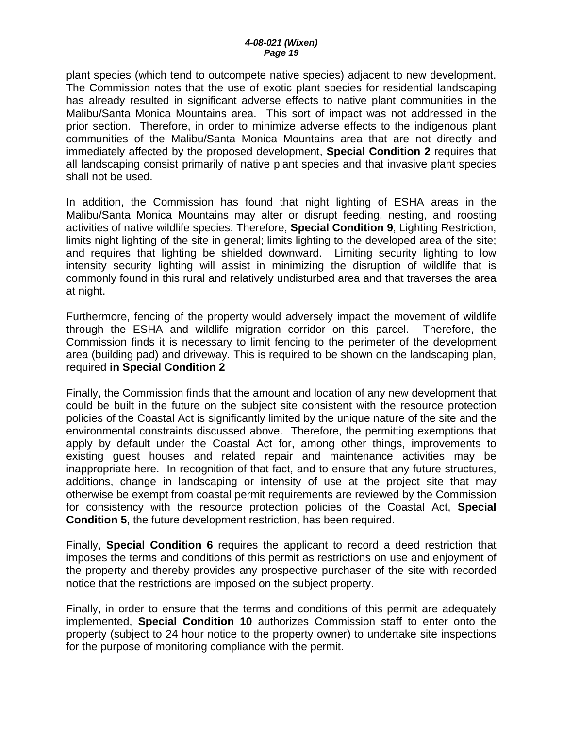plant species (which tend to outcompete native species) adjacent to new development. The Commission notes that the use of exotic plant species for residential landscaping has already resulted in significant adverse effects to native plant communities in the Malibu/Santa Monica Mountains area. This sort of impact was not addressed in the prior section. Therefore, in order to minimize adverse effects to the indigenous plant communities of the Malibu/Santa Monica Mountains area that are not directly and immediately affected by the proposed development, **Special Condition 2** requires that all landscaping consist primarily of native plant species and that invasive plant species shall not be used.

In addition, the Commission has found that night lighting of ESHA areas in the Malibu/Santa Monica Mountains may alter or disrupt feeding, nesting, and roosting activities of native wildlife species. Therefore, **Special Condition 9**, Lighting Restriction, limits night lighting of the site in general; limits lighting to the developed area of the site; and requires that lighting be shielded downward. Limiting security lighting to low intensity security lighting will assist in minimizing the disruption of wildlife that is commonly found in this rural and relatively undisturbed area and that traverses the area at night.

Furthermore, fencing of the property would adversely impact the movement of wildlife through the ESHA and wildlife migration corridor on this parcel. Therefore, the Commission finds it is necessary to limit fencing to the perimeter of the development area (building pad) and driveway. This is required to be shown on the landscaping plan, required **in Special Condition 2**

Finally, the Commission finds that the amount and location of any new development that could be built in the future on the subject site consistent with the resource protection policies of the Coastal Act is significantly limited by the unique nature of the site and the environmental constraints discussed above. Therefore, the permitting exemptions that apply by default under the Coastal Act for, among other things, improvements to existing guest houses and related repair and maintenance activities may be inappropriate here. In recognition of that fact, and to ensure that any future structures, additions, change in landscaping or intensity of use at the project site that may otherwise be exempt from coastal permit requirements are reviewed by the Commission for consistency with the resource protection policies of the Coastal Act, **Special Condition 5**, the future development restriction, has been required.

Finally, **Special Condition 6** requires the applicant to record a deed restriction that imposes the terms and conditions of this permit as restrictions on use and enjoyment of the property and thereby provides any prospective purchaser of the site with recorded notice that the restrictions are imposed on the subject property.

Finally, in order to ensure that the terms and conditions of this permit are adequately implemented, **Special Condition 10** authorizes Commission staff to enter onto the property (subject to 24 hour notice to the property owner) to undertake site inspections for the purpose of monitoring compliance with the permit.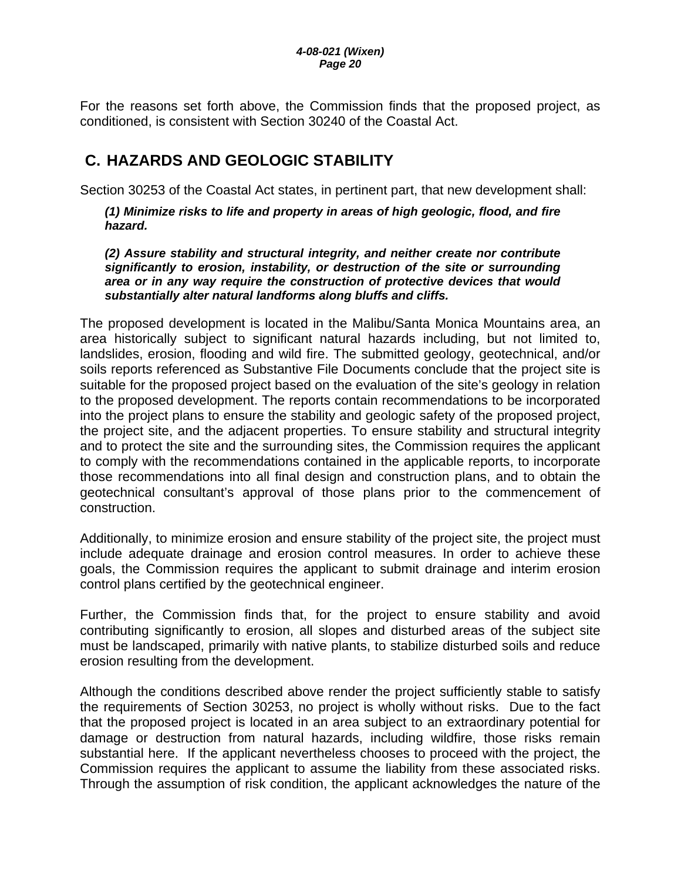For the reasons set forth above, the Commission finds that the proposed project, as conditioned, is consistent with Section 30240 of the Coastal Act.

## C. HAZARDS AND GEOLOGIC STABILITY

Section 30253 of the Coastal Act states, in pertinent part, that new development shall:

> ***(1) Minimize risks to life and property in areas of high geologic, flood, and fire hazard.***
>
> ***(2) Assure stability and structural integrity, and neither create nor contribute significantly to erosion, instability, or destruction of the site or surrounding area or in any way require the construction of protective devices that would substantially alter natural landforms along bluffs and cliffs.***

The proposed development is located in the Malibu/Santa Monica Mountains area, an area historically subject to significant natural hazards including, but not limited to, landslides, erosion, flooding and wild fire. The submitted geology, geotechnical, and/or soils reports referenced as Substantive File Documents conclude that the project site is suitable for the proposed project based on the evaluation of the site's geology in relation to the proposed development. The reports contain recommendations to be incorporated into the project plans to ensure the stability and geologic safety of the proposed project, the project site, and the adjacent properties. To ensure stability and structural integrity and to protect the site and the surrounding sites, the Commission requires the applicant to comply with the recommendations contained in the applicable reports, to incorporate those recommendations into all final design and construction plans, and to obtain the geotechnical consultant's approval of those plans prior to the commencement of construction.

Additionally, to minimize erosion and ensure stability of the project site, the project must include adequate drainage and erosion control measures. In order to achieve these goals, the Commission requires the applicant to submit drainage and interim erosion control plans certified by the geotechnical engineer.

Further, the Commission finds that, for the project to ensure stability and avoid contributing significantly to erosion, all slopes and disturbed areas of the subject site must be landscaped, primarily with native plants, to stabilize disturbed soils and reduce erosion resulting from the development.

Although the conditions described above render the project sufficiently stable to satisfy the requirements of Section 30253, no project is wholly without risks. Due to the fact that the proposed project is located in an area subject to an extraordinary potential for damage or destruction from natural hazards, including wildfire, those risks remain substantial here. If the applicant nevertheless chooses to proceed with the project, the Commission requires the applicant to assume the liability from these associated risks. Through the assumption of risk condition, the applicant acknowledges the nature of the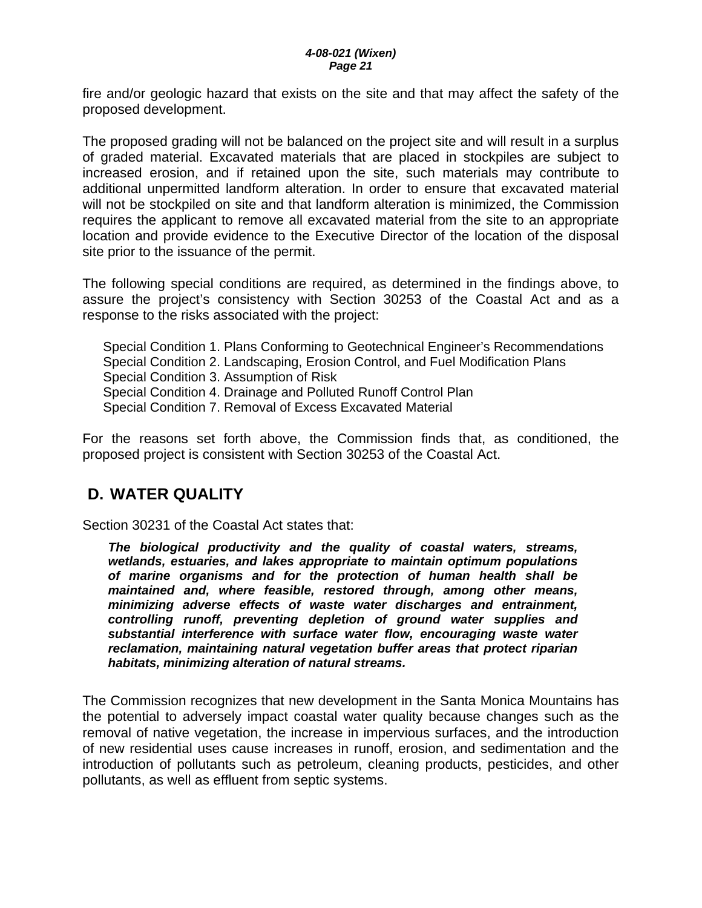fire and/or geologic hazard that exists on the site and that may affect the safety of the proposed development.

The proposed grading will not be balanced on the project site and will result in a surplus of graded material. Excavated materials that are placed in stockpiles are subject to increased erosion, and if retained upon the site, such materials may contribute to additional unpermitted landform alteration. In order to ensure that excavated material will not be stockpiled on site and that landform alteration is minimized, the Commission requires the applicant to remove all excavated material from the site to an appropriate location and provide evidence to the Executive Director of the location of the disposal site prior to the issuance of the permit.

The following special conditions are required, as determined in the findings above, to assure the project's consistency with Section 30253 of the Coastal Act and as a response to the risks associated with the project:

Special Condition 1. Plans Conforming to Geotechnical Engineer's Recommendations
Special Condition 2. Landscaping, Erosion Control, and Fuel Modification Plans
Special Condition 3. Assumption of Risk
Special Condition 4. Drainage and Polluted Runoff Control Plan
Special Condition 7. Removal of Excess Excavated Material

For the reasons set forth above, the Commission finds that, as conditioned, the proposed project is consistent with Section 30253 of the Coastal Act.

## D. WATER QUALITY

Section 30231 of the Coastal Act states that:

> ***The biological productivity and the quality of coastal waters, streams, wetlands, estuaries, and lakes appropriate to maintain optimum populations of marine organisms and for the protection of human health shall be maintained and, where feasible, restored through, among other means, minimizing adverse effects of waste water discharges and entrainment, controlling runoff, preventing depletion of ground water supplies and substantial interference with surface water flow, encouraging waste water reclamation, maintaining natural vegetation buffer areas that protect riparian habitats, minimizing alteration of natural streams.***

The Commission recognizes that new development in the Santa Monica Mountains has the potential to adversely impact coastal water quality because changes such as the removal of native vegetation, the increase in impervious surfaces, and the introduction of new residential uses cause increases in runoff, erosion, and sedimentation and the introduction of pollutants such as petroleum, cleaning products, pesticides, and other pollutants, as well as effluent from septic systems.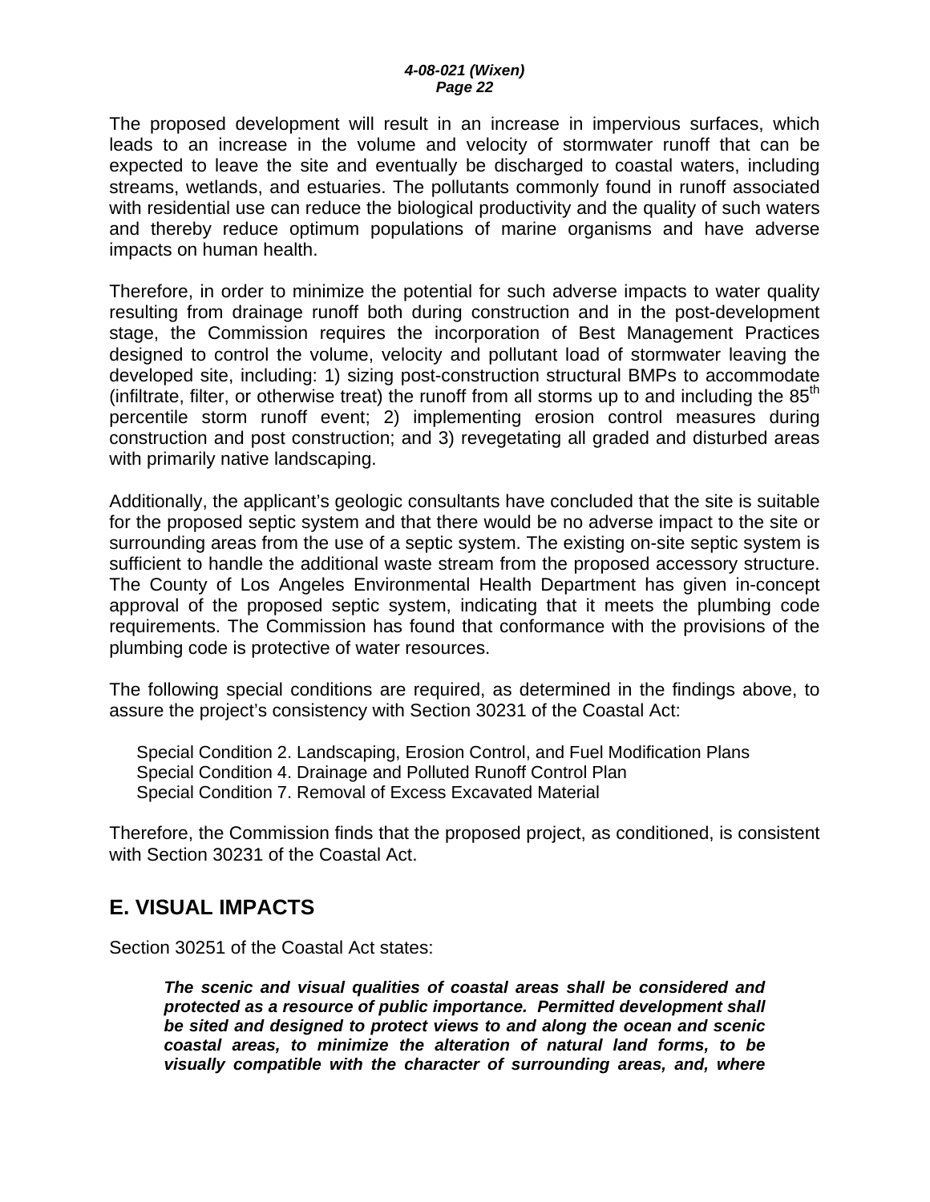The proposed development will result in an increase in impervious surfaces, which leads to an increase in the volume and velocity of stormwater runoff that can be expected to leave the site and eventually be discharged to coastal waters, including streams, wetlands, and estuaries. The pollutants commonly found in runoff associated with residential use can reduce the biological productivity and the quality of such waters and thereby reduce optimum populations of marine organisms and have adverse impacts on human health.

Therefore, in order to minimize the potential for such adverse impacts to water quality resulting from drainage runoff both during construction and in the post-development stage, the Commission requires the incorporation of Best Management Practices designed to control the volume, velocity and pollutant load of stormwater leaving the developed site, including: 1) sizing post-construction structural BMPs to accommodate (infiltrate, filter, or otherwise treat) the runoff from all storms up to and including the 85th percentile storm runoff event; 2) implementing erosion control measures during construction and post construction; and 3) revegetating all graded and disturbed areas with primarily native landscaping.

Additionally, the applicant's geologic consultants have concluded that the site is suitable for the proposed septic system and that there would be no adverse impact to the site or surrounding areas from the use of a septic system. The existing on-site septic system is sufficient to handle the additional waste stream from the proposed accessory structure. The County of Los Angeles Environmental Health Department has given in-concept approval of the proposed septic system, indicating that it meets the plumbing code requirements. The Commission has found that conformance with the provisions of the plumbing code is protective of water resources.

The following special conditions are required, as determined in the findings above, to assure the project's consistency with Section 30231 of the Coastal Act:

Special Condition 2. Landscaping, Erosion Control, and Fuel Modification Plans
Special Condition 4. Drainage and Polluted Runoff Control Plan
Special Condition 7. Removal of Excess Excavated Material

Therefore, the Commission finds that the proposed project, as conditioned, is consistent with Section 30231 of the Coastal Act.

## E. VISUAL IMPACTS

Section 30251 of the Coastal Act states:

> ***The scenic and visual qualities of coastal areas shall be considered and protected as a resource of public importance. Permitted development shall be sited and designed to protect views to and along the ocean and scenic coastal areas, to minimize the alteration of natural land forms, to be visually compatible with the character of surrounding areas, and, where***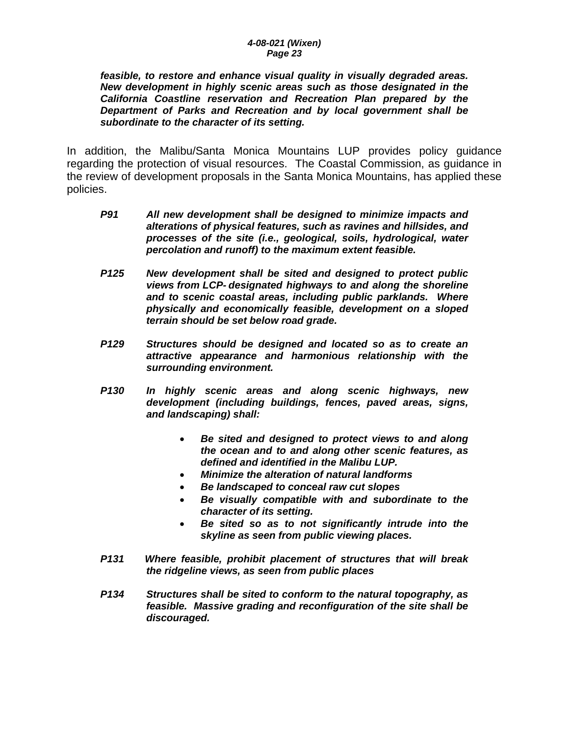*__feasible, to restore and enhance visual quality in visually degraded areas. New development in highly scenic areas such as those designated in the California Coastline reservation and Recreation Plan prepared by the Department of Parks and Recreation and by local government shall be subordinate to the character of its setting.__*

In addition, the Malibu/Santa Monica Mountains LUP provides policy guidance regarding the protection of visual resources. The Coastal Commission, as guidance in the review of development proposals in the Santa Monica Mountains, has applied these policies.

***P91*** ***All new development shall be designed to minimize impacts and alterations of physical features, such as ravines and hillsides, and processes of the site (i.e., geological, soils, hydrological, water percolation and runoff) to the maximum extent feasible.***

***P125*** ***New development shall be sited and designed to protect public views from LCP- designated highways to and along the shoreline and to scenic coastal areas, including public parklands. Where physically and economically feasible, development on a sloped terrain should be set below road grade.***

***P129*** ***Structures should be designed and located so as to create an attractive appearance and harmonious relationship with the surrounding environment.***

***P130*** ***In highly scenic areas and along scenic highways, new development (including buildings, fences, paved areas, signs, and landscaping) shall:***

- ***Be sited and designed to protect views to and along the ocean and to and along other scenic features, as defined and identified in the Malibu LUP.***
- ***Minimize the alteration of natural landforms***
- ***Be landscaped to conceal raw cut slopes***
- ***Be visually compatible with and subordinate to the character of its setting.***
- ***Be sited so as to not significantly intrude into the skyline as seen from public viewing places.***

***P131*** ***Where feasible, prohibit placement of structures that will break the ridgeline views, as seen from public places***

***P134*** ***Structures shall be sited to conform to the natural topography, as feasible. Massive grading and reconfiguration of the site shall be discouraged.***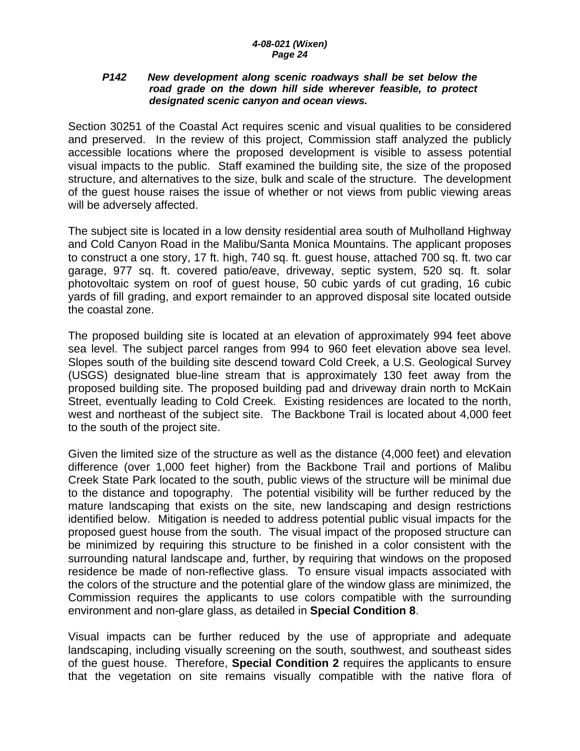***P142 New development along scenic roadways shall be set below the road grade on the down hill side wherever feasible, to protect designated scenic canyon and ocean views.***

Section 30251 of the Coastal Act requires scenic and visual qualities to be considered and preserved. In the review of this project, Commission staff analyzed the publicly accessible locations where the proposed development is visible to assess potential visual impacts to the public. Staff examined the building site, the size of the proposed structure, and alternatives to the size, bulk and scale of the structure. The development of the guest house raises the issue of whether or not views from public viewing areas will be adversely affected.

The subject site is located in a low density residential area south of Mulholland Highway and Cold Canyon Road in the Malibu/Santa Monica Mountains. The applicant proposes to construct a one story, 17 ft. high, 740 sq. ft. guest house, attached 700 sq. ft. two car garage, 977 sq. ft. covered patio/eave, driveway, septic system, 520 sq. ft. solar photovoltaic system on roof of guest house, 50 cubic yards of cut grading, 16 cubic yards of fill grading, and export remainder to an approved disposal site located outside the coastal zone.

The proposed building site is located at an elevation of approximately 994 feet above sea level. The subject parcel ranges from 994 to 960 feet elevation above sea level. Slopes south of the building site descend toward Cold Creek, a U.S. Geological Survey (USGS) designated blue-line stream that is approximately 130 feet away from the proposed building site. The proposed building pad and driveway drain north to McKain Street, eventually leading to Cold Creek. Existing residences are located to the north, west and northeast of the subject site. The Backbone Trail is located about 4,000 feet to the south of the project site.

Given the limited size of the structure as well as the distance (4,000 feet) and elevation difference (over 1,000 feet higher) from the Backbone Trail and portions of Malibu Creek State Park located to the south, public views of the structure will be minimal due to the distance and topography. The potential visibility will be further reduced by the mature landscaping that exists on the site, new landscaping and design restrictions identified below. Mitigation is needed to address potential public visual impacts for the proposed guest house from the south. The visual impact of the proposed structure can be minimized by requiring this structure to be finished in a color consistent with the surrounding natural landscape and, further, by requiring that windows on the proposed residence be made of non-reflective glass. To ensure visual impacts associated with the colors of the structure and the potential glare of the window glass are minimized, the Commission requires the applicants to use colors compatible with the surrounding environment and non-glare glass, as detailed in **Special Condition 8**.

Visual impacts can be further reduced by the use of appropriate and adequate landscaping, including visually screening on the south, southwest, and southeast sides of the guest house. Therefore, **Special Condition 2** requires the applicants to ensure that the vegetation on site remains visually compatible with the native flora of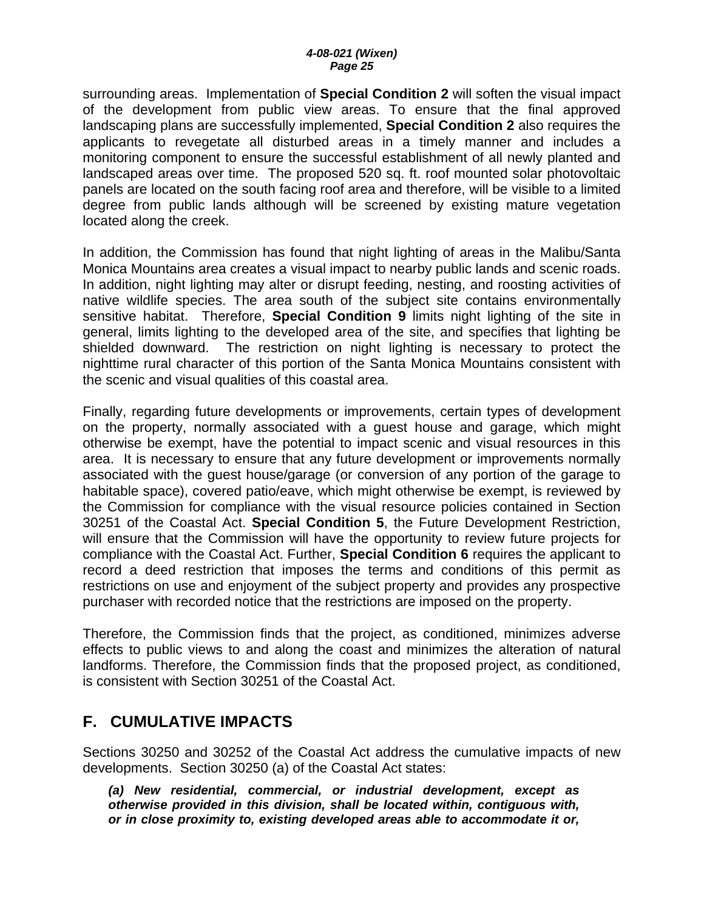surrounding areas. Implementation of **Special Condition 2** will soften the visual impact of the development from public view areas. To ensure that the final approved landscaping plans are successfully implemented, **Special Condition 2** also requires the applicants to revegetate all disturbed areas in a timely manner and includes a monitoring component to ensure the successful establishment of all newly planted and landscaped areas over time. The proposed 520 sq. ft. roof mounted solar photovoltaic panels are located on the south facing roof area and therefore, will be visible to a limited degree from public lands although will be screened by existing mature vegetation located along the creek.

In addition, the Commission has found that night lighting of areas in the Malibu/Santa Monica Mountains area creates a visual impact to nearby public lands and scenic roads. In addition, night lighting may alter or disrupt feeding, nesting, and roosting activities of native wildlife species. The area south of the subject site contains environmentally sensitive habitat. Therefore, **Special Condition 9** limits night lighting of the site in general, limits lighting to the developed area of the site, and specifies that lighting be shielded downward. The restriction on night lighting is necessary to protect the nighttime rural character of this portion of the Santa Monica Mountains consistent with the scenic and visual qualities of this coastal area.

Finally, regarding future developments or improvements, certain types of development on the property, normally associated with a guest house and garage, which might otherwise be exempt, have the potential to impact scenic and visual resources in this area. It is necessary to ensure that any future development or improvements normally associated with the guest house/garage (or conversion of any portion of the garage to habitable space), covered patio/eave, which might otherwise be exempt, is reviewed by the Commission for compliance with the visual resource policies contained in Section 30251 of the Coastal Act. **Special Condition 5**, the Future Development Restriction, will ensure that the Commission will have the opportunity to review future projects for compliance with the Coastal Act. Further, **Special Condition 6** requires the applicant to record a deed restriction that imposes the terms and conditions of this permit as restrictions on use and enjoyment of the subject property and provides any prospective purchaser with recorded notice that the restrictions are imposed on the property.

Therefore, the Commission finds that the project, as conditioned, minimizes adverse effects to public views to and along the coast and minimizes the alteration of natural landforms. Therefore, the Commission finds that the proposed project, as conditioned, is consistent with Section 30251 of the Coastal Act.

## F. CUMULATIVE IMPACTS

Sections 30250 and 30252 of the Coastal Act address the cumulative impacts of new developments. Section 30250 (a) of the Coastal Act states:

> ***(a) New residential, commercial, or industrial development, except as otherwise provided in this division, shall be located within, contiguous with, or in close proximity to, existing developed areas able to accommodate it or,***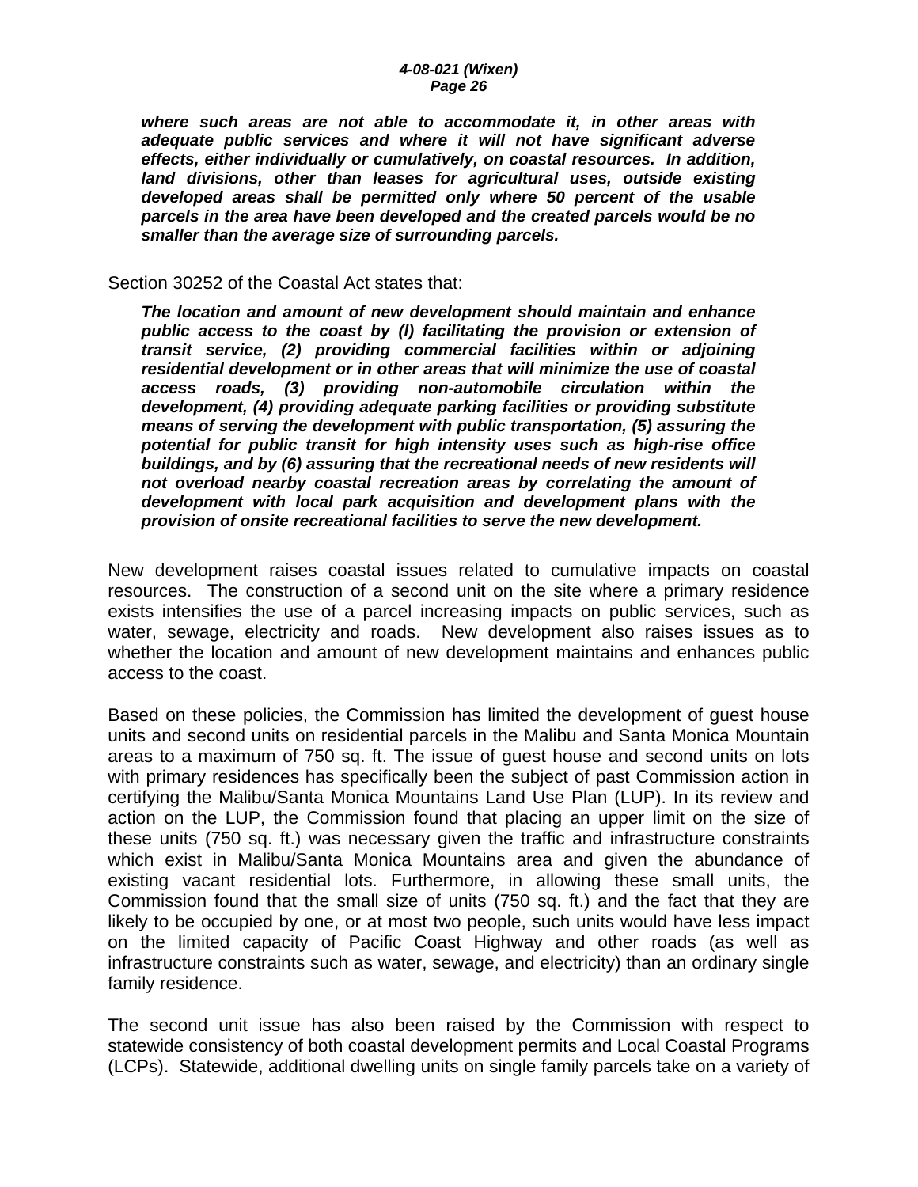***where such areas are not able to accommodate it, in other areas with adequate public services and where it will not have significant adverse effects, either individually or cumulatively, on coastal resources. In addition, land divisions, other than leases for agricultural uses, outside existing developed areas shall be permitted only where 50 percent of the usable parcels in the area have been developed and the created parcels would be no smaller than the average size of surrounding parcels.***

Section 30252 of the Coastal Act states that:

***The location and amount of new development should maintain and enhance public access to the coast by (l) facilitating the provision or extension of transit service, (2) providing commercial facilities within or adjoining residential development or in other areas that will minimize the use of coastal access roads, (3) providing non-automobile circulation within the development, (4) providing adequate parking facilities or providing substitute means of serving the development with public transportation, (5) assuring the potential for public transit for high intensity uses such as high-rise office buildings, and by (6) assuring that the recreational needs of new residents will not overload nearby coastal recreation areas by correlating the amount of development with local park acquisition and development plans with the provision of onsite recreational facilities to serve the new development.***

New development raises coastal issues related to cumulative impacts on coastal resources. The construction of a second unit on the site where a primary residence exists intensifies the use of a parcel increasing impacts on public services, such as water, sewage, electricity and roads. New development also raises issues as to whether the location and amount of new development maintains and enhances public access to the coast.

Based on these policies, the Commission has limited the development of guest house units and second units on residential parcels in the Malibu and Santa Monica Mountain areas to a maximum of 750 sq. ft. The issue of guest house and second units on lots with primary residences has specifically been the subject of past Commission action in certifying the Malibu/Santa Monica Mountains Land Use Plan (LUP). In its review and action on the LUP, the Commission found that placing an upper limit on the size of these units (750 sq. ft.) was necessary given the traffic and infrastructure constraints which exist in Malibu/Santa Monica Mountains area and given the abundance of existing vacant residential lots. Furthermore, in allowing these small units, the Commission found that the small size of units (750 sq. ft.) and the fact that they are likely to be occupied by one, or at most two people, such units would have less impact on the limited capacity of Pacific Coast Highway and other roads (as well as infrastructure constraints such as water, sewage, and electricity) than an ordinary single family residence.

The second unit issue has also been raised by the Commission with respect to statewide consistency of both coastal development permits and Local Coastal Programs (LCPs). Statewide, additional dwelling units on single family parcels take on a variety of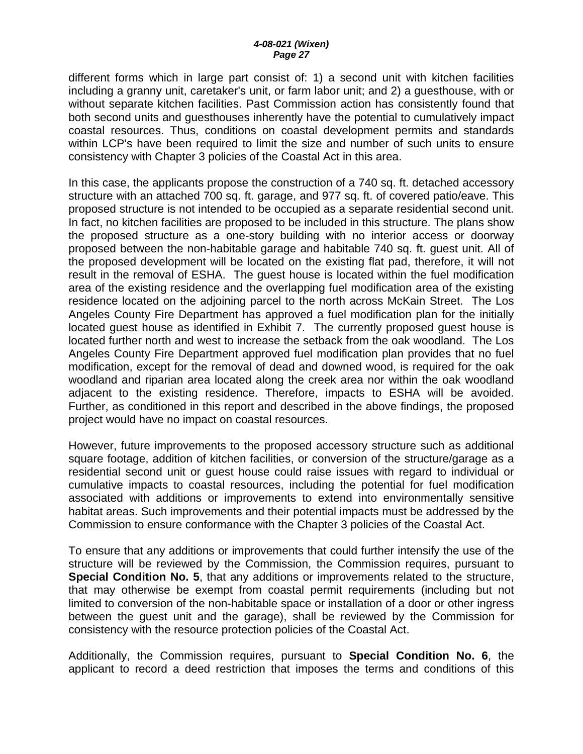different forms which in large part consist of: 1) a second unit with kitchen facilities including a granny unit, caretaker's unit, or farm labor unit; and 2) a guesthouse, with or without separate kitchen facilities. Past Commission action has consistently found that both second units and guesthouses inherently have the potential to cumulatively impact coastal resources. Thus, conditions on coastal development permits and standards within LCP's have been required to limit the size and number of such units to ensure consistency with Chapter 3 policies of the Coastal Act in this area.

In this case, the applicants propose the construction of a 740 sq. ft. detached accessory structure with an attached 700 sq. ft. garage, and 977 sq. ft. of covered patio/eave. This proposed structure is not intended to be occupied as a separate residential second unit. In fact, no kitchen facilities are proposed to be included in this structure. The plans show the proposed structure as a one-story building with no interior access or doorway proposed between the non-habitable garage and habitable 740 sq. ft. guest unit. All of the proposed development will be located on the existing flat pad, therefore, it will not result in the removal of ESHA. The guest house is located within the fuel modification area of the existing residence and the overlapping fuel modification area of the existing residence located on the adjoining parcel to the north across McKain Street. The Los Angeles County Fire Department has approved a fuel modification plan for the initially located guest house as identified in Exhibit 7. The currently proposed guest house is located further north and west to increase the setback from the oak woodland. The Los Angeles County Fire Department approved fuel modification plan provides that no fuel modification, except for the removal of dead and downed wood, is required for the oak woodland and riparian area located along the creek area nor within the oak woodland adjacent to the existing residence. Therefore, impacts to ESHA will be avoided. Further, as conditioned in this report and described in the above findings, the proposed project would have no impact on coastal resources.

However, future improvements to the proposed accessory structure such as additional square footage, addition of kitchen facilities, or conversion of the structure/garage as a residential second unit or guest house could raise issues with regard to individual or cumulative impacts to coastal resources, including the potential for fuel modification associated with additions or improvements to extend into environmentally sensitive habitat areas. Such improvements and their potential impacts must be addressed by the Commission to ensure conformance with the Chapter 3 policies of the Coastal Act.

To ensure that any additions or improvements that could further intensify the use of the structure will be reviewed by the Commission, the Commission requires, pursuant to **Special Condition No. 5**, that any additions or improvements related to the structure, that may otherwise be exempt from coastal permit requirements (including but not limited to conversion of the non-habitable space or installation of a door or other ingress between the guest unit and the garage), shall be reviewed by the Commission for consistency with the resource protection policies of the Coastal Act.

Additionally, the Commission requires, pursuant to **Special Condition No. 6**, the applicant to record a deed restriction that imposes the terms and conditions of this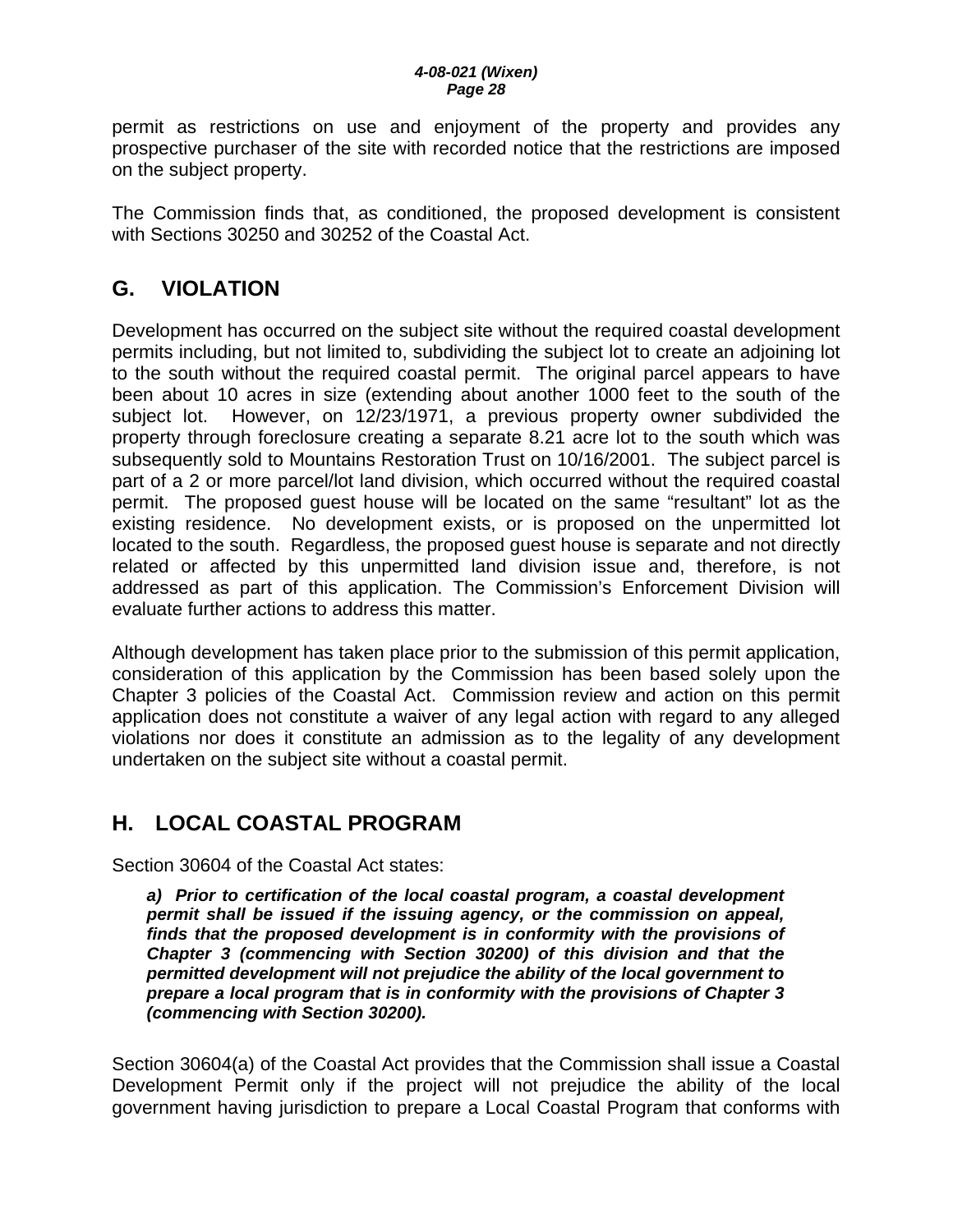permit as restrictions on use and enjoyment of the property and provides any prospective purchaser of the site with recorded notice that the restrictions are imposed on the subject property.

The Commission finds that, as conditioned, the proposed development is consistent with Sections 30250 and 30252 of the Coastal Act.

## G. VIOLATION

Development has occurred on the subject site without the required coastal development permits including, but not limited to, subdividing the subject lot to create an adjoining lot to the south without the required coastal permit. The original parcel appears to have been about 10 acres in size (extending about another 1000 feet to the south of the subject lot. However, on 12/23/1971, a previous property owner subdivided the property through foreclosure creating a separate 8.21 acre lot to the south which was subsequently sold to Mountains Restoration Trust on 10/16/2001. The subject parcel is part of a 2 or more parcel/lot land division, which occurred without the required coastal permit. The proposed guest house will be located on the same "resultant" lot as the existing residence. No development exists, or is proposed on the unpermitted lot located to the south. Regardless, the proposed guest house is separate and not directly related or affected by this unpermitted land division issue and, therefore, is not addressed as part of this application. The Commission's Enforcement Division will evaluate further actions to address this matter.

Although development has taken place prior to the submission of this permit application, consideration of this application by the Commission has been based solely upon the Chapter 3 policies of the Coastal Act. Commission review and action on this permit application does not constitute a waiver of any legal action with regard to any alleged violations nor does it constitute an admission as to the legality of any development undertaken on the subject site without a coastal permit.

## H. LOCAL COASTAL PROGRAM

Section 30604 of the Coastal Act states:

> ***a) Prior to certification of the local coastal program, a coastal development permit shall be issued if the issuing agency, or the commission on appeal, finds that the proposed development is in conformity with the provisions of Chapter 3 (commencing with Section 30200) of this division and that the permitted development will not prejudice the ability of the local government to prepare a local program that is in conformity with the provisions of Chapter 3 (commencing with Section 30200).***

Section 30604(a) of the Coastal Act provides that the Commission shall issue a Coastal Development Permit only if the project will not prejudice the ability of the local government having jurisdiction to prepare a Local Coastal Program that conforms with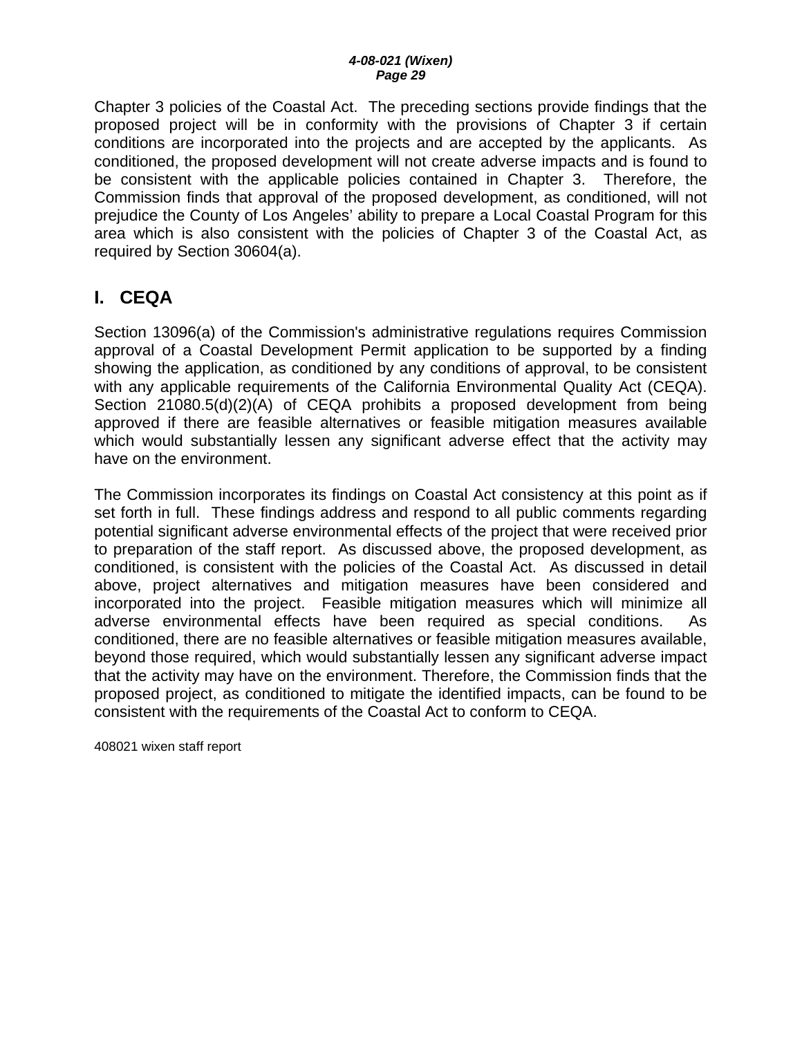Chapter 3 policies of the Coastal Act. The preceding sections provide findings that the proposed project will be in conformity with the provisions of Chapter 3 if certain conditions are incorporated into the projects and are accepted by the applicants. As conditioned, the proposed development will not create adverse impacts and is found to be consistent with the applicable policies contained in Chapter 3. Therefore, the Commission finds that approval of the proposed development, as conditioned, will not prejudice the County of Los Angeles' ability to prepare a Local Coastal Program for this area which is also consistent with the policies of Chapter 3 of the Coastal Act, as required by Section 30604(a).

## I. CEQA

Section 13096(a) of the Commission's administrative regulations requires Commission approval of a Coastal Development Permit application to be supported by a finding showing the application, as conditioned by any conditions of approval, to be consistent with any applicable requirements of the California Environmental Quality Act (CEQA). Section 21080.5(d)(2)(A) of CEQA prohibits a proposed development from being approved if there are feasible alternatives or feasible mitigation measures available which would substantially lessen any significant adverse effect that the activity may have on the environment.

The Commission incorporates its findings on Coastal Act consistency at this point as if set forth in full. These findings address and respond to all public comments regarding potential significant adverse environmental effects of the project that were received prior to preparation of the staff report. As discussed above, the proposed development, as conditioned, is consistent with the policies of the Coastal Act. As discussed in detail above, project alternatives and mitigation measures have been considered and incorporated into the project. Feasible mitigation measures which will minimize all adverse environmental effects have been required as special conditions. As conditioned, there are no feasible alternatives or feasible mitigation measures available, beyond those required, which would substantially lessen any significant adverse impact that the activity may have on the environment. Therefore, the Commission finds that the proposed project, as conditioned to mitigate the identified impacts, can be found to be consistent with the requirements of the Coastal Act to conform to CEQA.

408021 wixen staff report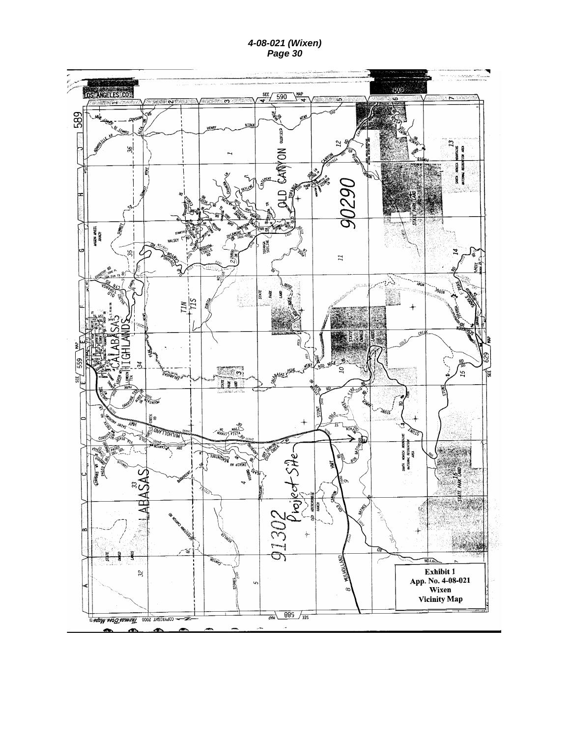**Exhibit 1**
**App. No. 4-08-021**
**Wixen**
**Vicinity Map**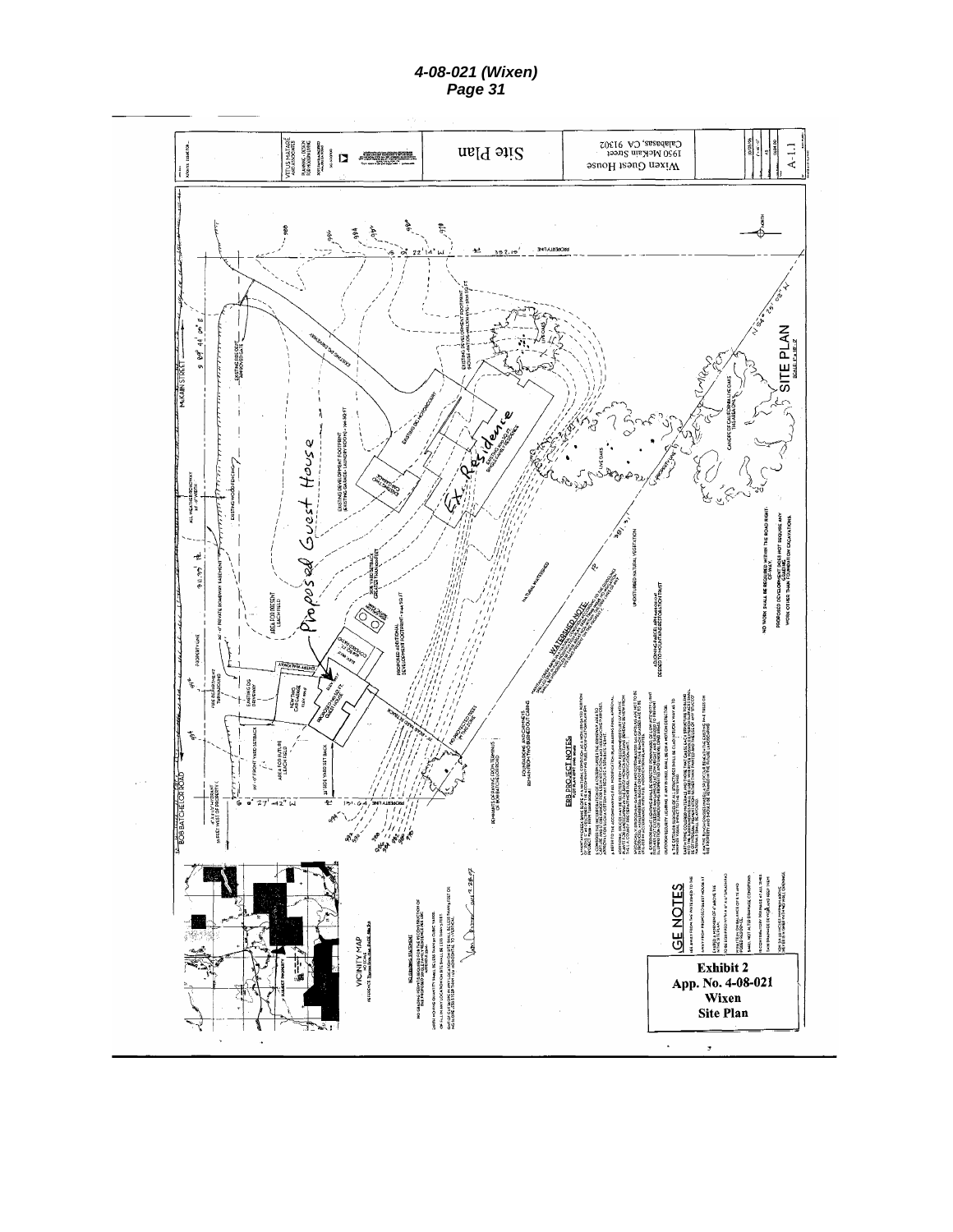**Exhibit 2**
**App. No. 4-08-021**
**Wixen**
**Site Plan**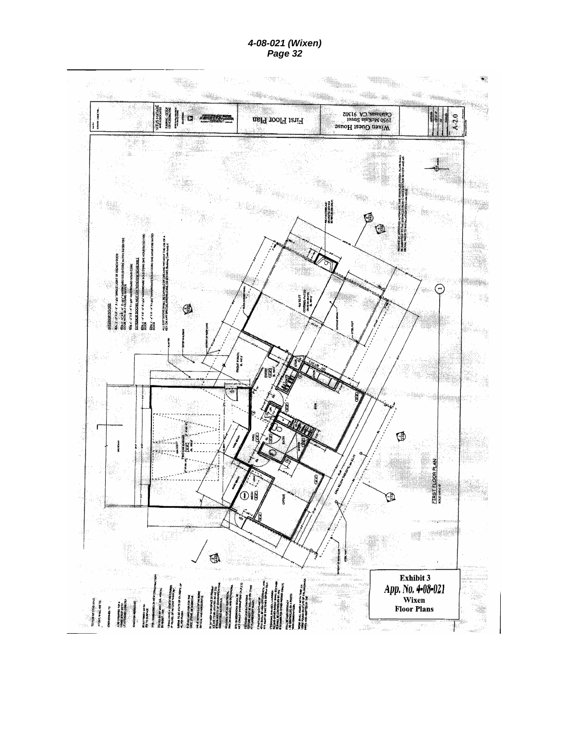**Exhibit 3**

***App. No. 4-08-021***

**Wixen**

**Floor Plans**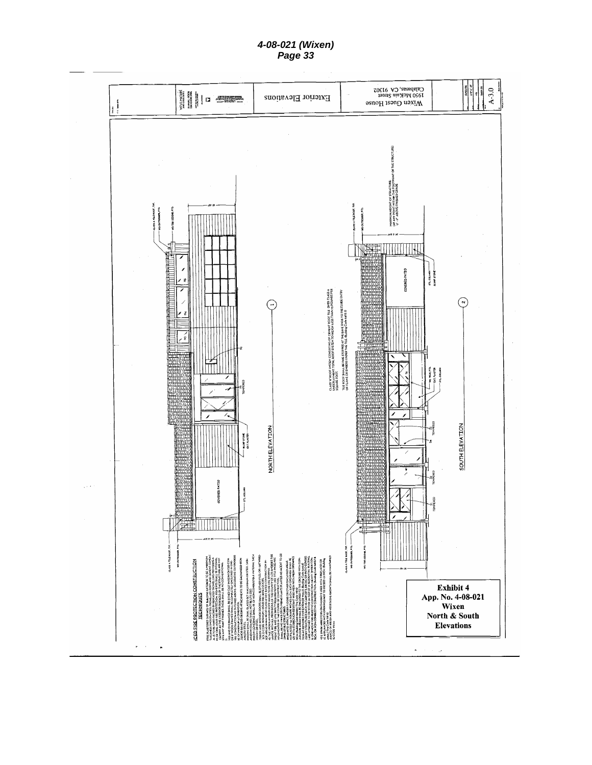**Exterior Elevations**

Wixen Guest House
1950 McKain Street
Calabasas, CA 91302

A-3.0

NORTH ELEVATION

SOUTH ELEVATION

COVERED PATIO

TEMPERED

CLASS A TILE ROOF, TYP.

(1)

(2)

ICED FIRE PROTECTION CONSTRUCTION TECHNIQUES

**Exhibit 4**
**App. No. 4-08-021**
**Wixen**
**North & South Elevations**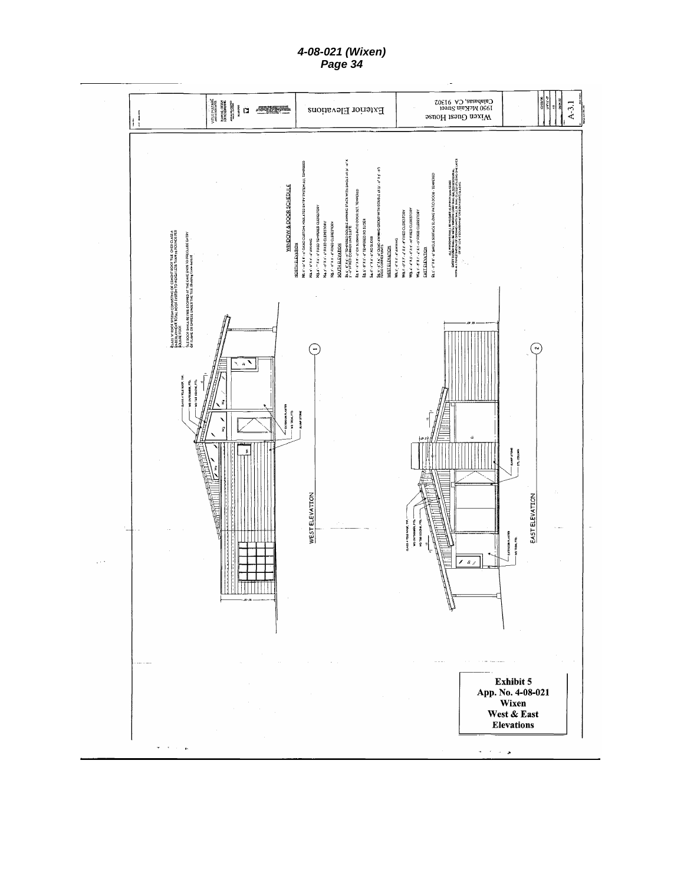WEST ELEVATION

EAST ELEVATION

WINDOW & DOOR SCHEDULE

NORTH ELEVATION

SOUTH ELEVATION

WEST ELEVATION

EAST ELEVATION

Exterior Elevations

Wixen Guest House
1950 McKain Street
Calabasas, CA 91302

A-3.1

**Exhibit 5**
**App. No. 4-08-021**
**Wixen**
**West & East**
**Elevations**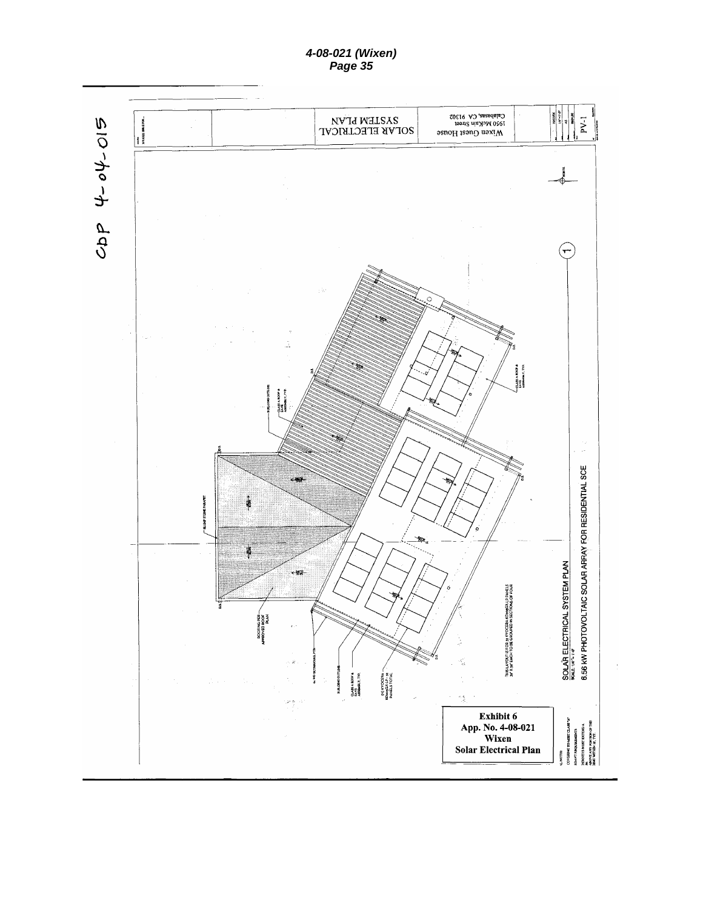CDP 4-04-015

SOLAR ELECTRICAL SYSTEM PLAN

Wixen Guest House
1950 McKain Street
Calabasas, CA 91302

PV-1

SOLAR ELECTRICAL SYSTEM PLAN

SCALE: 1/8" = 1'-0"

6.56 KW PHOTOVOLTAIC SOLAR ARRAY FOR RESIDENTIAL SCE

THIS LAYOUT IS FOR 32 KYOCERA KD205GX-LP PANELS 39" X 59" EACH TO BE GROUPED IN SECTIONS OF FOUR

**Exhibit 6**
**App. No. 4-08-021**
**Wixen**
**Solar Electrical Plan**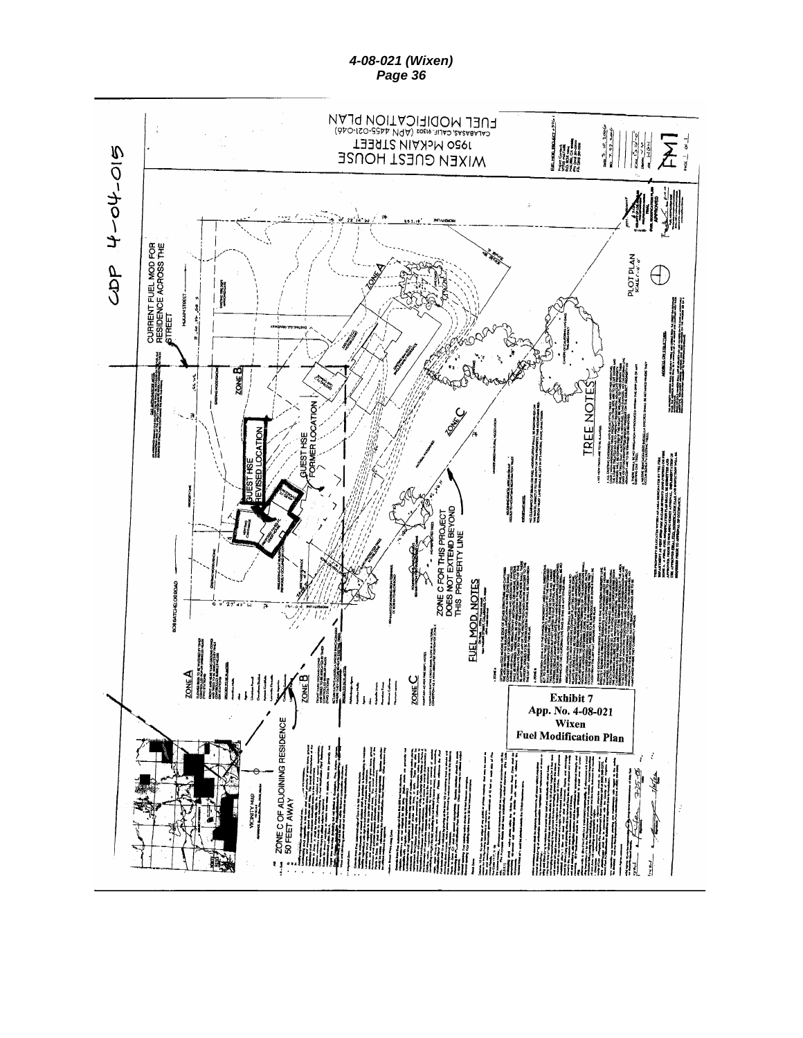CDP 4-04-015

FUEL MODIFICATION PLAN

WIXEN GUEST HOUSE

1950 McKAIN STREET

CALABASAS CALIF. 91302 (APN 4455-021-046)

CURRENT FUEL MOD FOR RESIDENCE ACROSS THE STREET

McKAIN STREET

ZONE A

ZONE B

ZONE C

GUEST HSE REVISED LOCATION

GUEST HSE FORMER LOCATION

ZONE C FOR THIS PROJECT DOES NOT EXTEND BEYOND THIS PROPERTY LINE

ZONE C OF ADJOINING RESIDENCE 50 FEET AWAY

BOB BATCHELOR ROAD

TREE NOTES

FUEL MOD NOTES

PLOT PLAN

VICINITY MAP

FM1

**Exhibit 7**
**App. No. 4-08-021**
**Wixen**
**Fuel Modification Plan**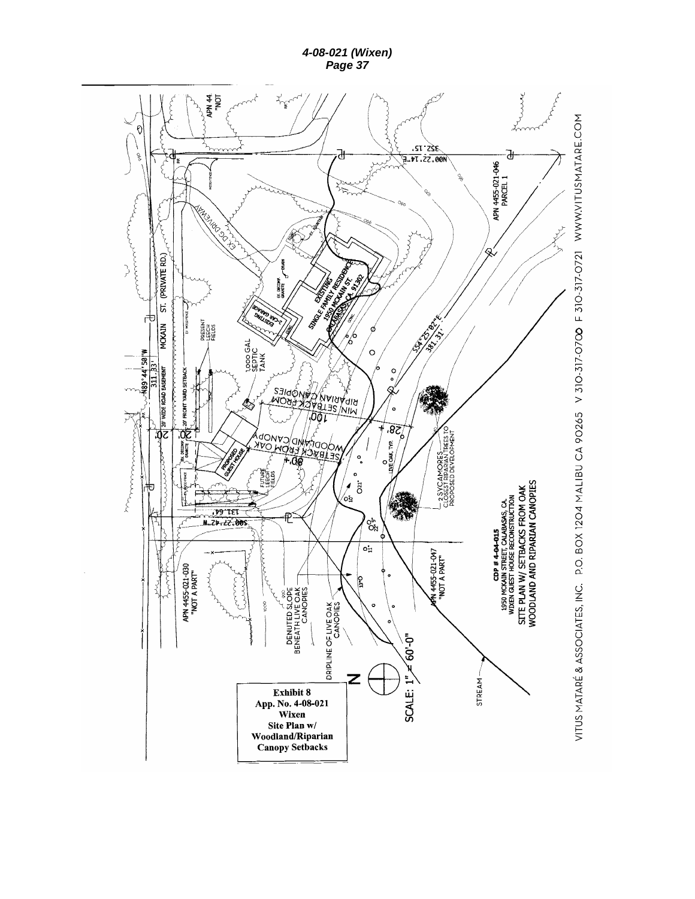Exhibit 8
App. No. 4-08-021
Wixen
Site Plan w/
Woodland/Riparian
Canopy Setbacks

CDP # 4-04-015
1950 MCKAIN STREET, CALABASAS, CA.
WIXEN GUEST HOUSE RECONSTRUCTION
SITE PLAN W/ SETBACKS FROM OAK
WOODLAND AND RIPARIAN CANOPIES

SCALE: 1" = 60'-0"

MCKAIN ST. (PRIVATE RD.)
N89° 44' 50"W 311.33'
20' WIDE ROAD EASEMENT
20' FRONT YARD SETBACK
EXISTING SINGLE FAMILY RESIDENCE 1950 MCKAIN ST. CALABASAS, CA 91302
EXISTING 2-CAR GARAGE
EX'G DRIVEWAY
PRESENT LEECH FIELDS
1,000 GAL SEPTIC TANK
PROPOSED GUEST HOUSE
FUTURE LEECH FIELDS
MIN. SETBACK FROM RIPARIAN CANOPIES 100'
SETBACK FROM OAK WOODLAND CANOPY 50'+
28'+
S54° 25' 02"E 381.31'
N00° 22' 14"E 352.15'
S00° 22' 42"W 131.64'
APN 4455-021-046 PARCEL 1
APN 4455-021-030 "NOT A PART"
APN 4455-021-047 "NOT A PART"
APN 44... "NOT
DENUTED SLOPE BENEATH LIVE OAK CANOPIES
DRIPLINE OF LIVE OAK CANOPIES
LIVE OAK, TYP.
2 SYCAMORES CLOSEST RIPARIAN TREES TO PROPOSED DEVELOPMENT
STREAM

VITUS MATARÉ & ASSOCIATES, INC. P.O. BOX 1204 MALIBU CA 90265 V 310-317-0700 F 310-317-0721 WWW.VITUSMATARE.COM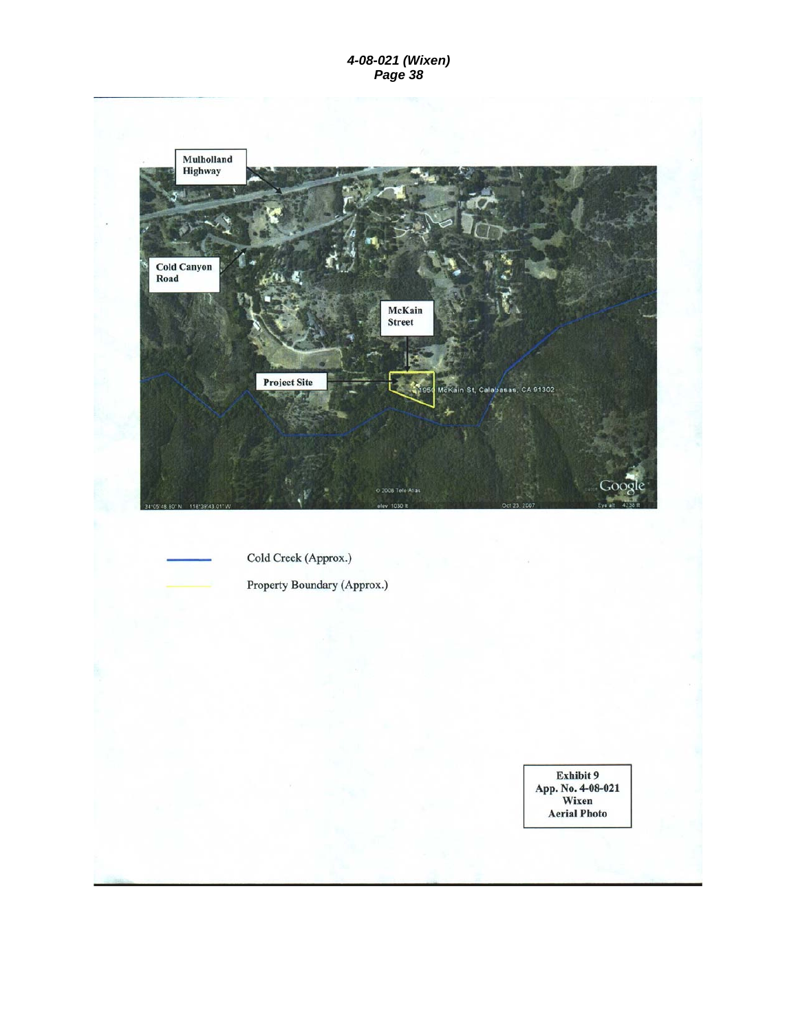Mulholland Highway

Cold Canyon Road

McKain Street

Project Site

1950 McKain St, Calabasas, CA 91302

© 2008 Tele Atlas

34°05'48.80" N 118°39'43.01" W

elev 1030 ft

Oct 23, 2007

Google

Eye alt 4238 ft

Cold Creek (Approx.)

Property Boundary (Approx.)

**Exhibit 9**
**App. No. 4-08-021**
**Wixen**
**Aerial Photo**